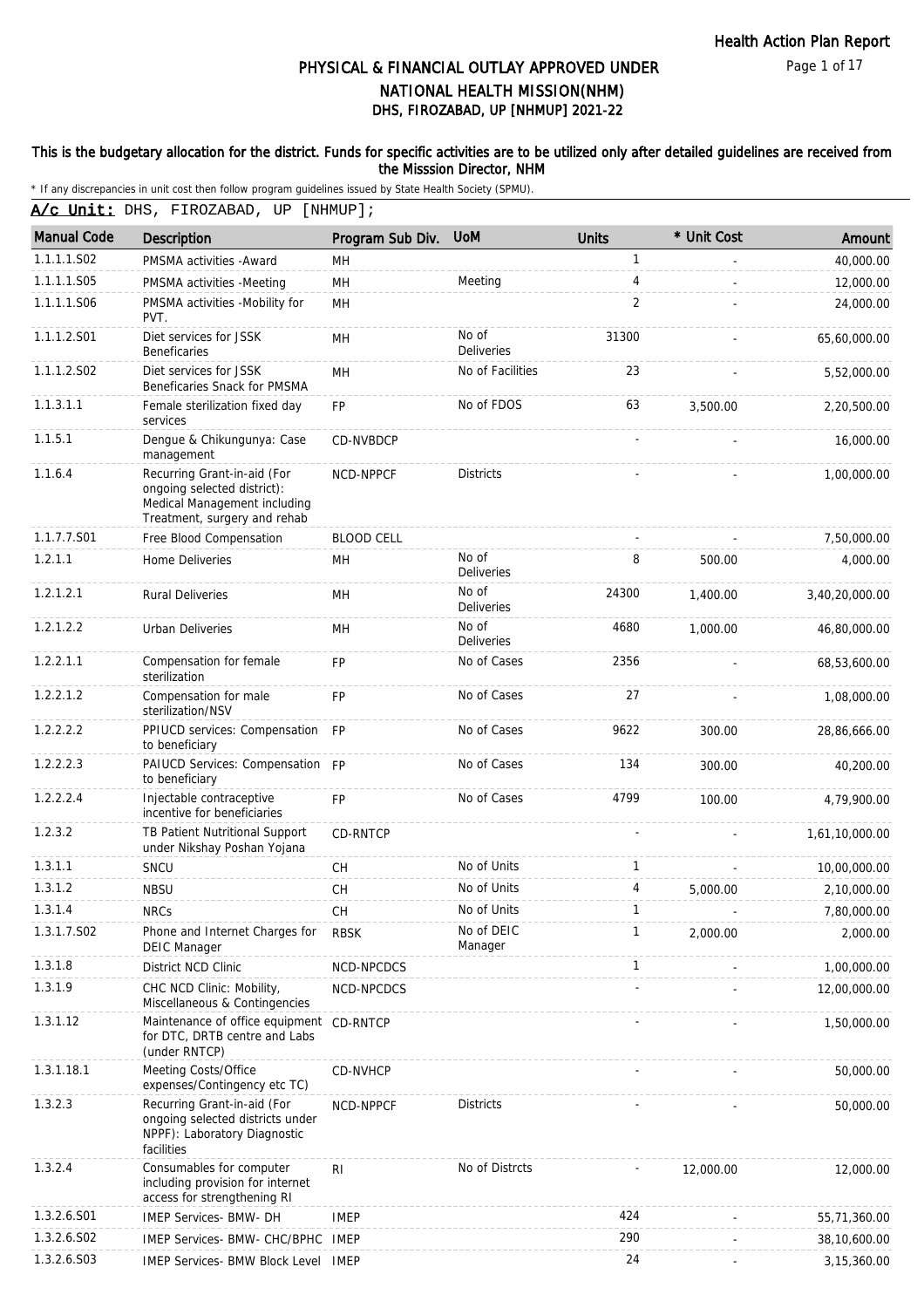# PHYSICAL & FINANCIAL OUTLAY APPROVED UNDER NATIONAL HEALTH MISSION(NHM)

## DHS, FIROZABAD, UP [NHMUP] 2021-22

**This is the budgetary allocation for the district. Funds for specific activities are to be utilized only after detailed guidelines are received from the Misssion Director, NHM**

\* If any discrepancies in unit cost then follow program guidelines issued by State Health Society (SPMU).

**A/c Unit:** DHS, FIROZABAD, UP [NHMUP];

| Manual Code | Description | Program Sub Div. | UoM | Units | * Unit Cost | Amount |
|---|---|---|---|---|---|---|
| 1.1.1.1.S02 | PMSMA activities -Award | MH | | 1 | - | 40,000.00 |
| 1.1.1.1.S05 | PMSMA activities -Meeting | MH | Meeting | 4 | - | 12,000.00 |
| 1.1.1.1.S06 | PMSMA activities -Mobility for PVT. | MH | | 2 | - | 24,000.00 |
| 1.1.1.2.S01 | Diet services for JSSK Beneficaries | MH | No of Deliveries | 31300 | - | 65,60,000.00 |
| 1.1.1.2.S02 | Diet services for JSSK Beneficaries Snack for PMSMA | MH | No of Facilities | 23 | - | 5,52,000.00 |
| 1.1.3.1.1 | Female sterilization fixed day services | FP | No of FDOS | 63 | 3,500.00 | 2,20,500.00 |
| 1.1.5.1 | Dengue & Chikungunya: Case management | CD-NVBDCP | | - | - | 16,000.00 |
| 1.1.6.4 | Recurring Grant-in-aid (For ongoing selected district): Medical Management including Treatment, surgery and rehab | NCD-NPPCF | Districts | - | - | 1,00,000.00 |
| 1.1.7.7.S01 | Free Blood Compensation | BLOOD CELL | | - | - | 7,50,000.00 |
| 1.2.1.1 | Home Deliveries | MH | No of Deliveries | 8 | 500.00 | 4,000.00 |
| 1.2.1.2.1 | Rural Deliveries | MH | No of Deliveries | 24300 | 1,400.00 | 3,40,20,000.00 |
| 1.2.1.2.2 | Urban Deliveries | MH | No of Deliveries | 4680 | 1,000.00 | 46,80,000.00 |
| 1.2.2.1.1 | Compensation for female sterilization | FP | No of Cases | 2356 | - | 68,53,600.00 |
| 1.2.2.1.2 | Compensation for male sterilization/NSV | FP | No of Cases | 27 | - | 1,08,000.00 |
| 1.2.2.2.2 | PPIUCD services: Compensation to beneficiary | FP | No of Cases | 9622 | 300.00 | 28,86,666.00 |
| 1.2.2.2.3 | PAIUCD Services: Compensation to beneficiary | FP | No of Cases | 134 | 300.00 | 40,200.00 |
| 1.2.2.2.4 | Injectable contraceptive incentive for beneficiaries | FP | No of Cases | 4799 | 100.00 | 4,79,900.00 |
| 1.2.3.2 | TB Patient Nutritional Support under Nikshay Poshan Yojana | CD-RNTCP | | - | - | 1,61,10,000.00 |
| 1.3.1.1 | SNCU | CH | No of Units | 1 | - | 10,00,000.00 |
| 1.3.1.2 | NBSU | CH | No of Units | 4 | 5,000.00 | 2,10,000.00 |
| 1.3.1.4 | NRCs | CH | No of Units | 1 | - | 7,80,000.00 |
| 1.3.1.7.S02 | Phone and Internet Charges for DEIC Manager | RBSK | No of DEIC Manager | 1 | 2,000.00 | 2,000.00 |
| 1.3.1.8 | District NCD Clinic | NCD-NPCDCS | | 1 | - | 1,00,000.00 |
| 1.3.1.9 | CHC NCD Clinic: Mobility, Miscellaneous & Contingencies | NCD-NPCDCS | | - | - | 12,00,000.00 |
| 1.3.1.12 | Maintenance of office equipment for DTC, DRTB centre and Labs (under RNTCP) | CD-RNTCP | | - | - | 1,50,000.00 |
| 1.3.1.18.1 | Meeting Costs/Office expenses/Contingency etc TC) | CD-NVHCP | | - | - | 50,000.00 |
| 1.3.2.3 | Recurring Grant-in-aid (For ongoing selected districts under NPPF): Laboratory Diagnostic facilities | NCD-NPPCF | Districts | - | - | 50,000.00 |
| 1.3.2.4 | Consumables for computer including provision for internet access for strengthening RI | RI | No of Distrcts | - | 12,000.00 | 12,000.00 |
| 1.3.2.6.S01 | IMEP Services- BMW- DH | IMEP | | 424 | - | 55,71,360.00 |
| 1.3.2.6.S02 | IMEP Services- BMW- CHC/BPHC | IMEP | | 290 | - | 38,10,600.00 |
| 1.3.2.6.S03 | IMEP Services- BMW Block Level | IMEP | | 24 | - | 3,15,360.00 |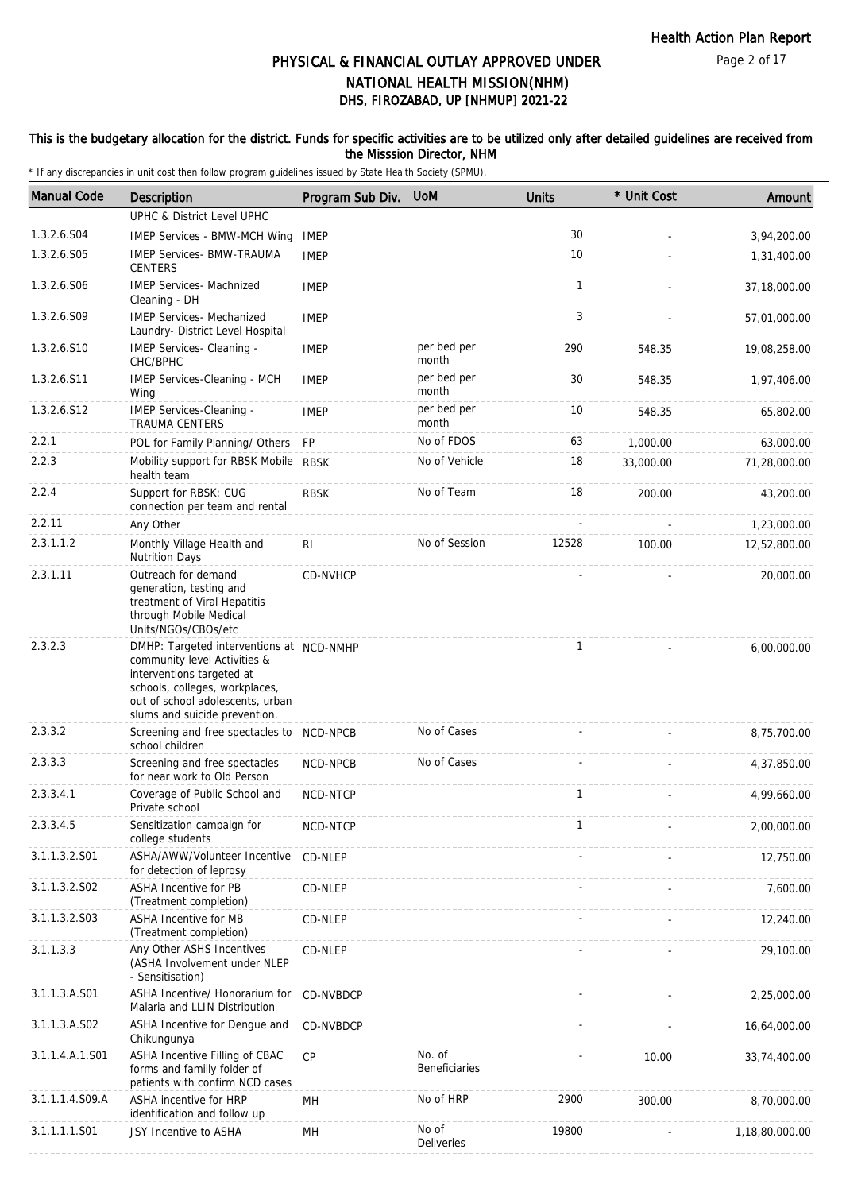# PHYSICAL & FINANCIAL OUTLAY APPROVED UNDER NATIONAL HEALTH MISSION(NHM)

## DHS, FIROZABAD, UP [NHMUP] 2021-22

**This is the budgetary allocation for the district. Funds for specific activities are to be utilized only after detailed guidelines are received from the Misssion Director, NHM**

\* If any discrepancies in unit cost then follow program guidelines issued by State Health Society (SPMU).

| Manual Code | Description | Program Sub Div. | UoM | Units | * Unit Cost | Amount |
|---|---|---|---|---|---|---|
| | UPHC & District Level UPHC | | | | | |
| 1.3.2.6.S04 | IMEP Services - BMW-MCH Wing | IMEP | | 30 | - | 3,94,200.00 |
| 1.3.2.6.S05 | IMEP Services- BMW-TRAUMA CENTERS | IMEP | | 10 | - | 1,31,400.00 |
| 1.3.2.6.S06 | IMEP Services- Machnized Cleaning - DH | IMEP | | 1 | - | 37,18,000.00 |
| 1.3.2.6.S09 | IMEP Services- Mechanized Laundry- District Level Hospital | IMEP | | 3 | - | 57,01,000.00 |
| 1.3.2.6.S10 | IMEP Services- Cleaning - CHC/BPHC | IMEP | per bed per month | 290 | 548.35 | 19,08,258.00 |
| 1.3.2.6.S11 | IMEP Services-Cleaning - MCH Wing | IMEP | per bed per month | 30 | 548.35 | 1,97,406.00 |
| 1.3.2.6.S12 | IMEP Services-Cleaning - TRAUMA CENTERS | IMEP | per bed per month | 10 | 548.35 | 65,802.00 |
| 2.2.1 | POL for Family Planning/ Others | FP | No of FDOS | 63 | 1,000.00 | 63,000.00 |
| 2.2.3 | Mobility support for RBSK Mobile health team | RBSK | No of Vehicle | 18 | 33,000.00 | 71,28,000.00 |
| 2.2.4 | Support for RBSK: CUG connection per team and rental | RBSK | No of Team | 18 | 200.00 | 43,200.00 |
| 2.2.11 | Any Other | | | - | - | 1,23,000.00 |
| 2.3.1.1.2 | Monthly Village Health and Nutrition Days | RI | No of Session | 12528 | 100.00 | 12,52,800.00 |
| 2.3.1.11 | Outreach for demand generation, testing and treatment of Viral Hepatitis through Mobile Medical Units/NGOs/CBOs/etc | CD-NVHCP | | - | - | 20,000.00 |
| 2.3.2.3 | DMHP: Targeted interventions at community level Activities & interventions targeted at schools, colleges, workplaces, out of school adolescents, urban slums and suicide prevention. | NCD-NMHP | | 1 | - | 6,00,000.00 |
| 2.3.3.2 | Screening and free spectacles to school children | NCD-NPCB | No of Cases | - | - | 8,75,700.00 |
| 2.3.3.3 | Screening and free spectacles for near work to Old Person | NCD-NPCB | No of Cases | - | - | 4,37,850.00 |
| 2.3.3.4.1 | Coverage of Public School and Private school | NCD-NTCP | | 1 | - | 4,99,660.00 |
| 2.3.3.4.5 | Sensitization campaign for college students | NCD-NTCP | | 1 | - | 2,00,000.00 |
| 3.1.1.3.2.S01 | ASHA/AWW/Volunteer Incentive for detection of leprosy | CD-NLEP | | - | - | 12,750.00 |
| 3.1.1.3.2.S02 | ASHA Incentive for PB (Treatment completion) | CD-NLEP | | - | - | 7,600.00 |
| 3.1.1.3.2.S03 | ASHA Incentive for MB (Treatment completion) | CD-NLEP | | - | - | 12,240.00 |
| 3.1.1.3.3 | Any Other ASHS Incentives (ASHA Involvement under NLEP - Sensitisation) | CD-NLEP | | - | - | 29,100.00 |
| 3.1.1.3.A.S01 | ASHA Incentive/ Honorarium for Malaria and LLIN Distribution | CD-NVBDCP | | - | - | 2,25,000.00 |
| 3.1.1.3.A.S02 | ASHA Incentive for Dengue and Chikungunya | CD-NVBDCP | | - | - | 16,64,000.00 |
| 3.1.1.4.A.1.S01 | ASHA Incentive Filling of CBAC forms and familly folder of patients with confirm NCD cases | CP | No. of Beneficiaries | - | 10.00 | 33,74,400.00 |
| 3.1.1.1.4.S09.A | ASHA incentive for HRP identification and follow up | MH | No of HRP | 2900 | 300.00 | 8,70,000.00 |
| 3.1.1.1.1.S01 | JSY Incentive to ASHA | MH | No of Deliveries | 19800 | - | 1,18,80,000.00 |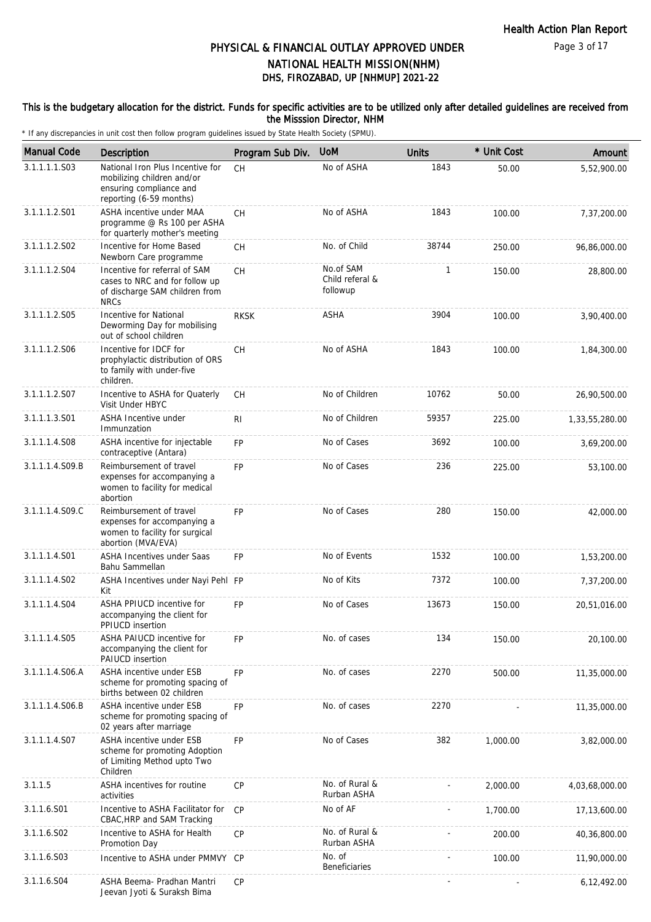Health Action Plan Report

# PHYSICAL & FINANCIAL OUTLAY APPROVED UNDER NATIONAL HEALTH MISSION(NHM)
## DHS, FIROZABAD, UP [NHMUP] 2021-22

**This is the budgetary allocation for the district. Funds for specific activities are to be utilized only after detailed guidelines are received from the Misssion Director, NHM**

\* If any discrepancies in unit cost then follow program guidelines issued by State Health Society (SPMU).

| Manual Code | Description | Program Sub Div. | UoM | Units | * Unit Cost | Amount |
|---|---|---|---|---|---|---|
| 3.1.1.1.1.S03 | National Iron Plus Incentive for mobilizing children and/or ensuring compliance and reporting (6-59 months) | CH | No of ASHA | 1843 | 50.00 | 5,52,900.00 |
| 3.1.1.1.2.S01 | ASHA incentive under MAA programme @ Rs 100 per ASHA for quarterly mother's meeting | CH | No of ASHA | 1843 | 100.00 | 7,37,200.00 |
| 3.1.1.1.2.S02 | Incentive for Home Based Newborn Care programme | CH | No. of Child | 38744 | 250.00 | 96,86,000.00 |
| 3.1.1.1.2.S04 | Incentive for referral of SAM cases to NRC and for follow up of discharge SAM children from NRCs | CH | No.of SAM Child referal & followup | 1 | 150.00 | 28,800.00 |
| 3.1.1.1.2.S05 | Incentive for National Deworming Day for mobilising out of school children | RKSK | ASHA | 3904 | 100.00 | 3,90,400.00 |
| 3.1.1.1.2.S06 | Incentive for IDCF for prophylactic distribution of ORS to family with under-five children. | CH | No of ASHA | 1843 | 100.00 | 1,84,300.00 |
| 3.1.1.1.2.S07 | Incentive to ASHA for Quaterly Visit Under HBYC | CH | No of Children | 10762 | 50.00 | 26,90,500.00 |
| 3.1.1.1.3.S01 | ASHA Incentive under Immunzation | RI | No of Children | 59357 | 225.00 | 1,33,55,280.00 |
| 3.1.1.1.4.S08 | ASHA incentive for injectable contraceptive (Antara) | FP | No of Cases | 3692 | 100.00 | 3,69,200.00 |
| 3.1.1.1.4.S09.B | Reimbursement of travel expenses for accompanying a women to facility for medical abortion | FP | No of Cases | 236 | 225.00 | 53,100.00 |
| 3.1.1.1.4.S09.C | Reimbursement of travel expenses for accompanying a women to facility for surgical abortion (MVA/EVA) | FP | No of Cases | 280 | 150.00 | 42,000.00 |
| 3.1.1.1.4.S01 | ASHA Incentives under Saas Bahu Sammellan | FP | No of Events | 1532 | 100.00 | 1,53,200.00 |
| 3.1.1.1.4.S02 | ASHA Incentives under Nayi Pehl Kit | FP | No of Kits | 7372 | 100.00 | 7,37,200.00 |
| 3.1.1.1.4.S04 | ASHA PPIUCD incentive for accompanying the client for PPIUCD insertion | FP | No of Cases | 13673 | 150.00 | 20,51,016.00 |
| 3.1.1.1.4.S05 | ASHA PAIUCD incentive for accompanying the client for PAIUCD insertion | FP | No. of cases | 134 | 150.00 | 20,100.00 |
| 3.1.1.1.4.S06.A | ASHA incentive under ESB scheme for promoting spacing of births between 02 children | FP | No. of cases | 2270 | 500.00 | 11,35,000.00 |
| 3.1.1.1.4.S06.B | ASHA incentive under ESB scheme for promoting spacing of 02 years after marriage | FP | No. of cases | 2270 | - | 11,35,000.00 |
| 3.1.1.1.4.S07 | ASHA incentive under ESB scheme for promoting Adoption of Limiting Method upto Two Children | FP | No of Cases | 382 | 1,000.00 | 3,82,000.00 |
| 3.1.1.5 | ASHA incentives for routine activities | CP | No. of Rural & Rurban ASHA | - | 2,000.00 | 4,03,68,000.00 |
| 3.1.1.6.S01 | Incentive to ASHA Facilitator for CBAC,HRP and SAM Tracking | CP | No of AF | - | 1,700.00 | 17,13,600.00 |
| 3.1.1.6.S02 | Incentive to ASHA for Health Promotion Day | CP | No. of Rural & Rurban ASHA | - | 200.00 | 40,36,800.00 |
| 3.1.1.6.S03 | Incentive to ASHA under PMMVY | CP | No. of Beneficiaries | - | 100.00 | 11,90,000.00 |
| 3.1.1.6.S04 | ASHA Beema- Pradhan Mantri Jeevan Jyoti & Suraksh Bima | CP | | - | - | 6,12,492.00 |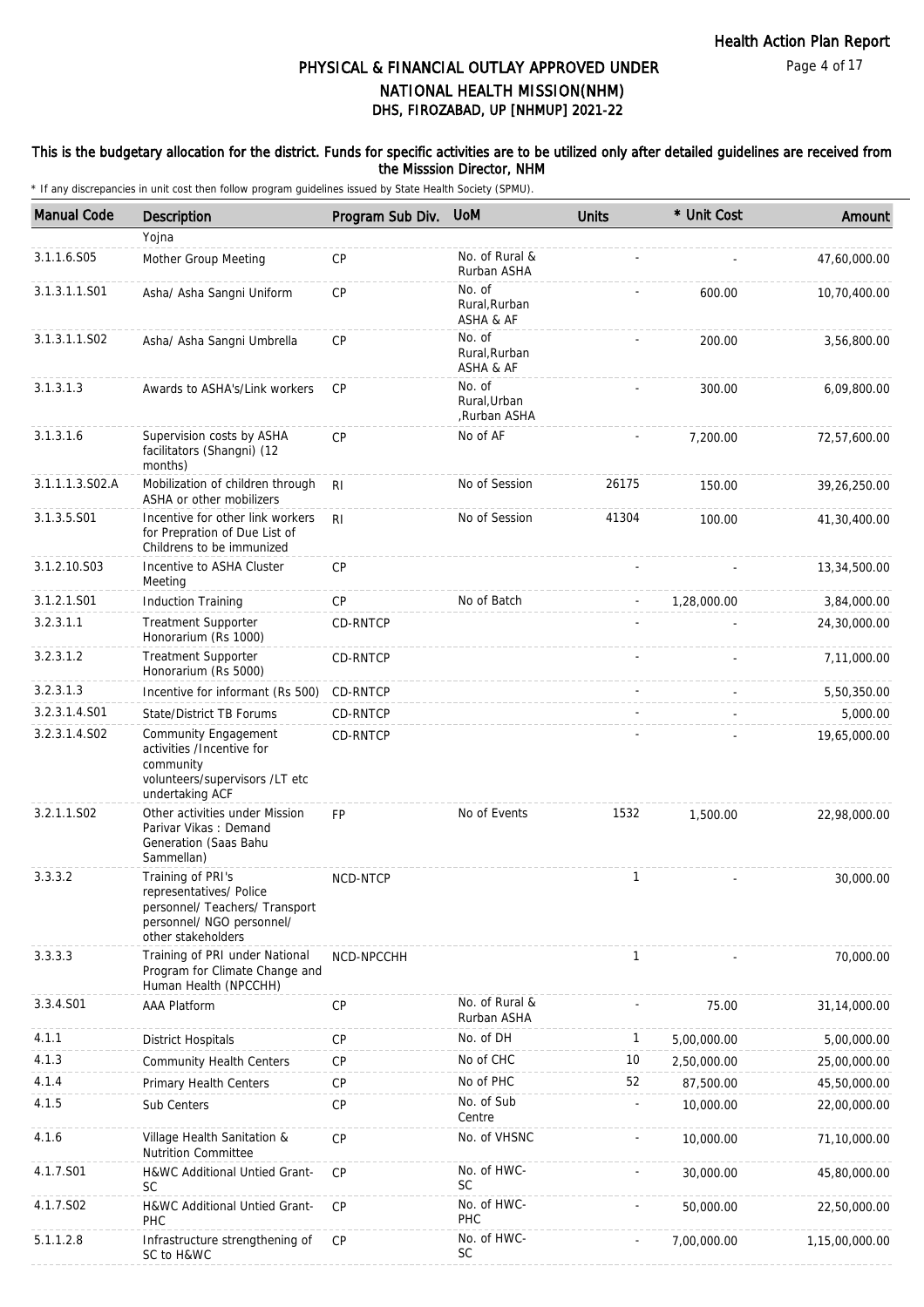# PHYSICAL & FINANCIAL OUTLAY APPROVED UNDER NATIONAL HEALTH MISSION(NHM)

## DHS, FIROZABAD, UP [NHMUP] 2021-22

**This is the budgetary allocation for the district. Funds for specific activities are to be utilized only after detailed guidelines are received from the Misssion Director, NHM**

\* If any discrepancies in unit cost then follow program guidelines issued by State Health Society (SPMU).

| Manual Code | Description | Program Sub Div. | UoM | Units | * Unit Cost | Amount |
|---|---|---|---|---|---|---|
| | Yojna | | | | | |
| 3.1.1.6.S05 | Mother Group Meeting | CP | No. of Rural & Rurban ASHA | - | - | 47,60,000.00 |
| 3.1.3.1.1.S01 | Asha/ Asha Sangni Uniform | CP | No. of Rural,Rurban ASHA & AF | - | 600.00 | 10,70,400.00 |
| 3.1.3.1.1.S02 | Asha/ Asha Sangni Umbrella | CP | No. of Rural,Rurban ASHA & AF | - | 200.00 | 3,56,800.00 |
| 3.1.3.1.3 | Awards to ASHA's/Link workers | CP | No. of Rural,Urban ,Rurban ASHA | - | 300.00 | 6,09,800.00 |
| 3.1.3.1.6 | Supervision costs by ASHA facilitators (Shangni) (12 months) | CP | No of AF | - | 7,200.00 | 72,57,600.00 |
| 3.1.1.1.3.S02.A | Mobilization of children through ASHA or other mobilizers | RI | No of Session | 26175 | 150.00 | 39,26,250.00 |
| 3.1.3.5.S01 | Incentive for other link workers for Prepration of Due List of Childrens to be immunized | RI | No of Session | 41304 | 100.00 | 41,30,400.00 |
| 3.1.2.10.S03 | Incentive to ASHA Cluster Meeting | CP | | - | - | 13,34,500.00 |
| 3.1.2.1.S01 | Induction Training | CP | No of Batch | - | 1,28,000.00 | 3,84,000.00 |
| 3.2.3.1.1 | Treatment Supporter Honorarium (Rs 1000) | CD-RNTCP | | - | - | 24,30,000.00 |
| 3.2.3.1.2 | Treatment Supporter Honorarium (Rs 5000) | CD-RNTCP | | - | - | 7,11,000.00 |
| 3.2.3.1.3 | Incentive for informant (Rs 500) | CD-RNTCP | | - | - | 5,50,350.00 |
| 3.2.3.1.4.S01 | State/District TB Forums | CD-RNTCP | | - | - | 5,000.00 |
| 3.2.3.1.4.S02 | Community Engagement activities /Incentive for community volunteers/supervisors /LT etc undertaking ACF | CD-RNTCP | | - | - | 19,65,000.00 |
| 3.2.1.1.S02 | Other activities under Mission Parivar Vikas : Demand Generation (Saas Bahu Sammellan) | FP | No of Events | 1532 | 1,500.00 | 22,98,000.00 |
| 3.3.3.2 | Training of PRI's representatives/ Police personnel/ Teachers/ Transport personnel/ NGO personnel/ other stakeholders | NCD-NTCP | | 1 | - | 30,000.00 |
| 3.3.3.3 | Training of PRI under National Program for Climate Change and Human Health (NPCCHH) | NCD-NPCCHH | | 1 | - | 70,000.00 |
| 3.3.4.S01 | AAA Platform | CP | No. of Rural & Rurban ASHA | - | 75.00 | 31,14,000.00 |
| 4.1.1 | District Hospitals | CP | No. of DH | 1 | 5,00,000.00 | 5,00,000.00 |
| 4.1.3 | Community Health Centers | CP | No of CHC | 10 | 2,50,000.00 | 25,00,000.00 |
| 4.1.4 | Primary Health Centers | CP | No of PHC | 52 | 87,500.00 | 45,50,000.00 |
| 4.1.5 | Sub Centers | CP | No. of Sub Centre | - | 10,000.00 | 22,00,000.00 |
| 4.1.6 | Village Health Sanitation & Nutrition Committee | CP | No. of VHSNC | - | 10,000.00 | 71,10,000.00 |
| 4.1.7.S01 | H&WC Additional Untied Grant-SC | CP | No. of HWC-SC | - | 30,000.00 | 45,80,000.00 |
| 4.1.7.S02 | H&WC Additional Untied Grant-PHC | CP | No. of HWC-PHC | - | 50,000.00 | 22,50,000.00 |
| 5.1.1.2.8 | Infrastructure strengthening of SC to H&WC | CP | No. of HWC-SC | - | 7,00,000.00 | 1,15,00,000.00 |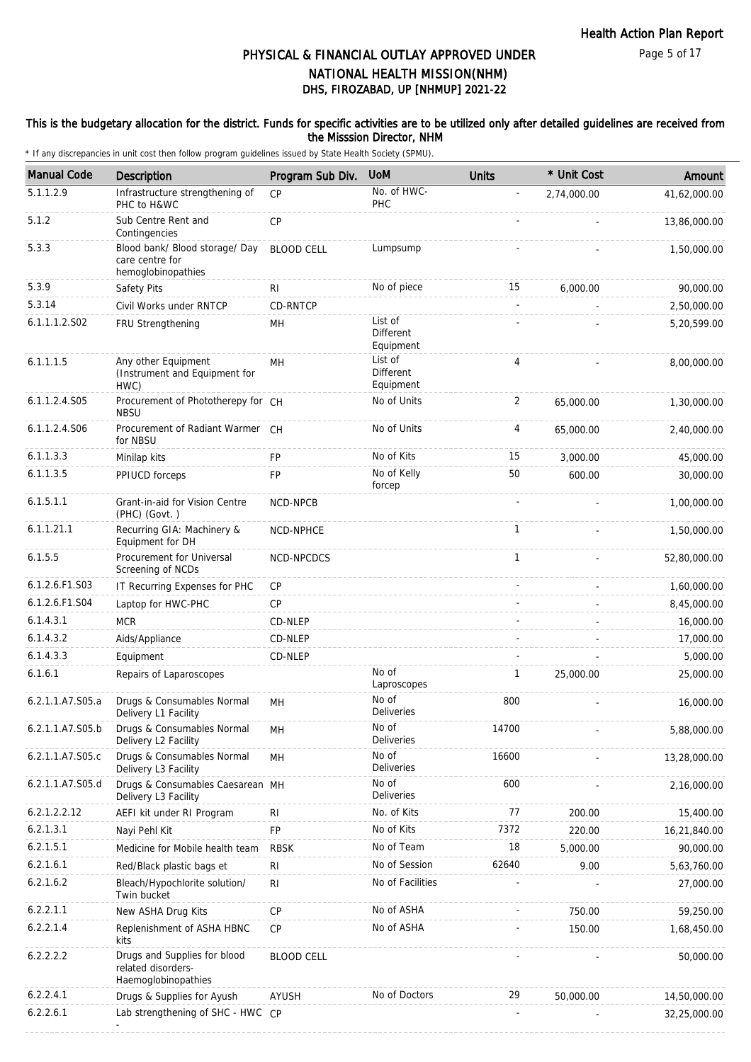# PHYSICAL & FINANCIAL OUTLAY APPROVED UNDER NATIONAL HEALTH MISSION(NHM)

## DHS, FIROZABAD, UP [NHMUP] 2021-22

**This is the budgetary allocation for the district. Funds for specific activities are to be utilized only after detailed guidelines are received from the Misssion Director, NHM**

\* If any discrepancies in unit cost then follow program guidelines issued by State Health Society (SPMU).

| Manual Code | Description | Program Sub Div. | UoM | Units | * Unit Cost | Amount |
|---|---|---|---|---|---|---|
| 5.1.1.2.9 | Infrastructure strengthening of PHC to H&WC | CP | No. of HWC-PHC | - | 2,74,000.00 | 41,62,000.00 |
| 5.1.2 | Sub Centre Rent and Contingencies | CP | | - | - | 13,86,000.00 |
| 5.3.3 | Blood bank/ Blood storage/ Day care centre for hemoglobinopathies | BLOOD CELL | Lumpsump | - | - | 1,50,000.00 |
| 5.3.9 | Safety Pits | RI | No of piece | 15 | 6,000.00 | 90,000.00 |
| 5.3.14 | Civil Works under RNTCP | CD-RNTCP | | - | - | 2,50,000.00 |
| 6.1.1.1.2.S02 | FRU Strengthening | MH | List of Different Equipment | - | - | 5,20,599.00 |
| 6.1.1.1.5 | Any other Equipment (Instrument and Equipment for HWC) | MH | List of Different Equipment | 4 | - | 8,00,000.00 |
| 6.1.1.2.4.S05 | Procurement of Phototherepy for NBSU | CH | No of Units | 2 | 65,000.00 | 1,30,000.00 |
| 6.1.1.2.4.S06 | Procurement of Radiant Warmer for NBSU | CH | No of Units | 4 | 65,000.00 | 2,40,000.00 |
| 6.1.1.3.3 | Minilap kits | FP | No of Kits | 15 | 3,000.00 | 45,000.00 |
| 6.1.1.3.5 | PPIUCD forceps | FP | No of Kelly forcep | 50 | 600.00 | 30,000.00 |
| 6.1.5.1.1 | Grant-in-aid for Vision Centre (PHC) (Govt. ) | NCD-NPCB | | - | - | 1,00,000.00 |
| 6.1.1.21.1 | Recurring GIA: Machinery & Equipment for DH | NCD-NPHCE | | 1 | - | 1,50,000.00 |
| 6.1.5.5 | Procurement for Universal Screening of NCDs | NCD-NPCDCS | | 1 | - | 52,80,000.00 |
| 6.1.2.6.F1.S03 | IT Recurring Expenses for PHC | CP | | - | - | 1,60,000.00 |
| 6.1.2.6.F1.S04 | Laptop for HWC-PHC | CP | | - | - | 8,45,000.00 |
| 6.1.4.3.1 | MCR | CD-NLEP | | - | - | 16,000.00 |
| 6.1.4.3.2 | Aids/Appliance | CD-NLEP | | - | - | 17,000.00 |
| 6.1.4.3.3 | Equipment | CD-NLEP | | - | - | 5,000.00 |
| 6.1.6.1 | Repairs of Laparoscopes | | No of Laproscopes | 1 | 25,000.00 | 25,000.00 |
| 6.2.1.1.A7.S05.a | Drugs & Consumables Normal Delivery L1 Facility | MH | No of Deliveries | 800 | - | 16,000.00 |
| 6.2.1.1.A7.S05.b | Drugs & Consumables Normal Delivery L2 Facility | MH | No of Deliveries | 14700 | - | 5,88,000.00 |
| 6.2.1.1.A7.S05.c | Drugs & Consumables Normal Delivery L3 Facility | MH | No of Deliveries | 16600 | - | 13,28,000.00 |
| 6.2.1.1.A7.S05.d | Drugs & Consumables Caesarean Delivery L3 Facility | MH | No of Deliveries | 600 | - | 2,16,000.00 |
| 6.2.1.2.2.12 | AEFI kit under RI Program | RI | No. of Kits | 77 | 200.00 | 15,400.00 |
| 6.2.1.3.1 | Nayi Pehl Kit | FP | No of Kits | 7372 | 220.00 | 16,21,840.00 |
| 6.2.1.5.1 | Medicine for Mobile health team | RBSK | No of Team | 18 | 5,000.00 | 90,000.00 |
| 6.2.1.6.1 | Red/Black plastic bags et | RI | No of Session | 62640 | 9.00 | 5,63,760.00 |
| 6.2.1.6.2 | Bleach/Hypochlorite solution/ Twin bucket | RI | No of Facilities | - | - | 27,000.00 |
| 6.2.2.1.1 | New ASHA Drug Kits | CP | No of ASHA | - | 750.00 | 59,250.00 |
| 6.2.2.1.4 | Replenishment of ASHA HBNC kits | CP | No of ASHA | - | 150.00 | 1,68,450.00 |
| 6.2.2.2.2 | Drugs and Supplies for blood related disorders-Haemoglobinopathies | BLOOD CELL | | - | - | 50,000.00 |
| 6.2.2.4.1 | Drugs & Supplies for Ayush | AYUSH | No of Doctors | 29 | 50,000.00 | 14,50,000.00 |
| 6.2.2.6.1 | Lab strengthening of SHC - HWC - | CP | | - | - | 32,25,000.00 |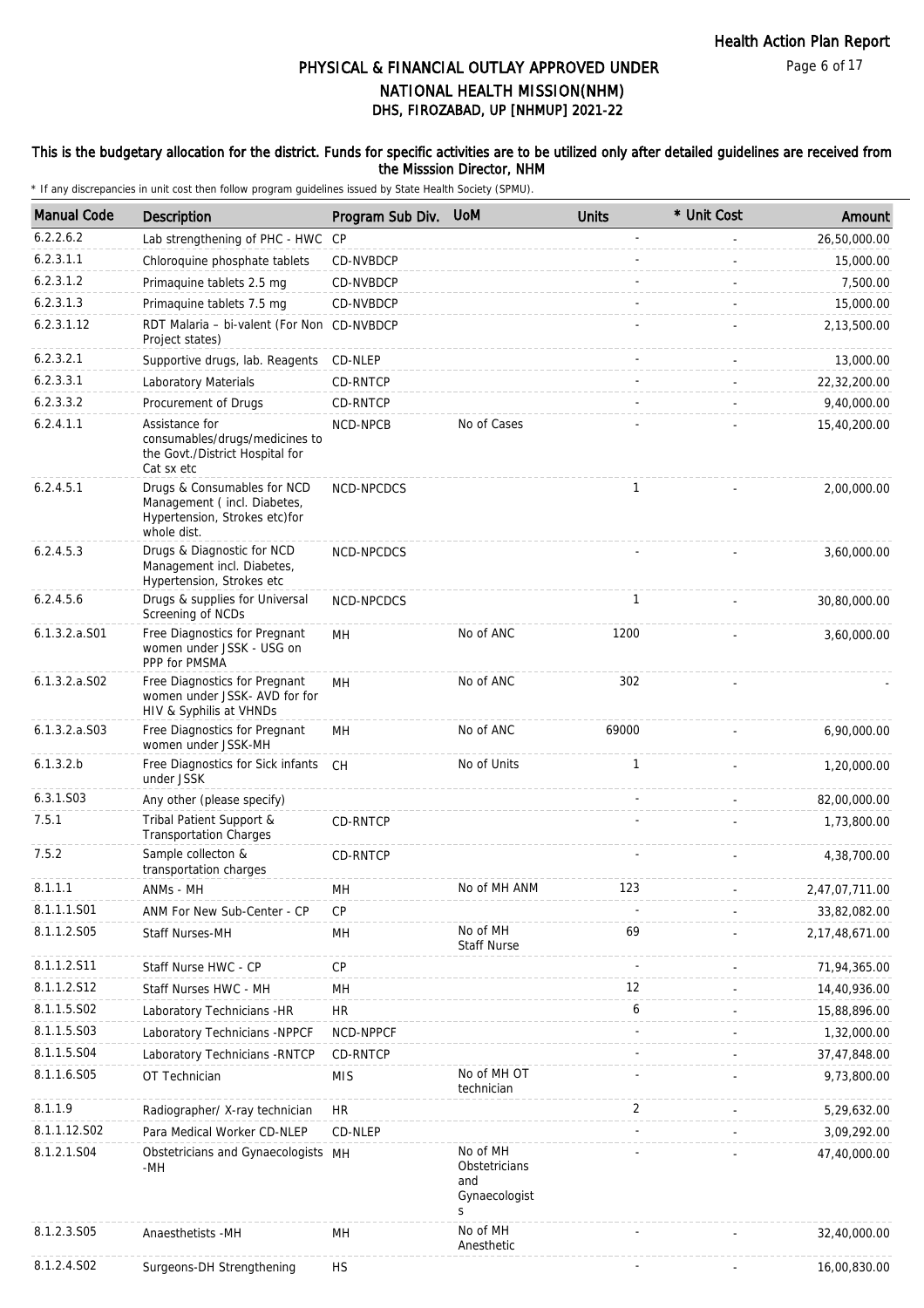Health Action Plan Report

# PHYSICAL & FINANCIAL OUTLAY APPROVED UNDER NATIONAL HEALTH MISSION(NHM)
## DHS, FIROZABAD, UP [NHMUP] 2021-22

**This is the budgetary allocation for the district. Funds for specific activities are to be utilized only after detailed guidelines are received from the Misssion Director, NHM**

* If any discrepancies in unit cost then follow program guidelines issued by State Health Society (SPMU).

| Manual Code | Description | Program Sub Div. | UoM | Units | * Unit Cost | Amount |
|---|---|---|---|---|---|---|
| 6.2.2.6.2 | Lab strengthening of PHC - HWC | CP | | - | - | 26,50,000.00 |
| 6.2.3.1.1 | Chloroquine phosphate tablets | CD-NVBDCP | | - | - | 15,000.00 |
| 6.2.3.1.2 | Primaquine tablets 2.5 mg | CD-NVBDCP | | - | - | 7,500.00 |
| 6.2.3.1.3 | Primaquine tablets 7.5 mg | CD-NVBDCP | | - | - | 15,000.00 |
| 6.2.3.1.12 | RDT Malaria – bi-valent (For Non Project states) | CD-NVBDCP | | - | - | 2,13,500.00 |
| 6.2.3.2.1 | Supportive drugs, lab. Reagents | CD-NLEP | | - | - | 13,000.00 |
| 6.2.3.3.1 | Laboratory Materials | CD-RNTCP | | - | - | 22,32,200.00 |
| 6.2.3.3.2 | Procurement of Drugs | CD-RNTCP | | - | - | 9,40,000.00 |
| 6.2.4.1.1 | Assistance for consumables/drugs/medicines to the Govt./District Hospital for Cat sx etc | NCD-NPCB | No of Cases | - | - | 15,40,200.00 |
| 6.2.4.5.1 | Drugs & Consumables for NCD Management ( incl. Diabetes, Hypertension, Strokes etc)for whole dist. | NCD-NPCDCS | | 1 | - | 2,00,000.00 |
| 6.2.4.5.3 | Drugs & Diagnostic for NCD Management incl. Diabetes, Hypertension, Strokes etc | NCD-NPCDCS | | - | - | 3,60,000.00 |
| 6.2.4.5.6 | Drugs & supplies for Universal Screening of NCDs | NCD-NPCDCS | | 1 | - | 30,80,000.00 |
| 6.1.3.2.a.S01 | Free Diagnostics for Pregnant women under JSSK - USG on PPP for PMSMA | MH | No of ANC | 1200 | - | 3,60,000.00 |
| 6.1.3.2.a.S02 | Free Diagnostics for Pregnant women under JSSK- AVD for for HIV & Syphilis at VHNDs | MH | No of ANC | 302 | - | - |
| 6.1.3.2.a.S03 | Free Diagnostics for Pregnant women under JSSK-MH | MH | No of ANC | 69000 | - | 6,90,000.00 |
| 6.1.3.2.b | Free Diagnostics for Sick infants under JSSK | CH | No of Units | 1 | - | 1,20,000.00 |
| 6.3.1.S03 | Any other (please specify) | | | - | - | 82,00,000.00 |
| 7.5.1 | Tribal Patient Support & Transportation Charges | CD-RNTCP | | - | - | 1,73,800.00 |
| 7.5.2 | Sample collecton & transportation charges | CD-RNTCP | | - | - | 4,38,700.00 |
| 8.1.1.1 | ANMs - MH | MH | No of MH ANM | 123 | - | 2,47,07,711.00 |
| 8.1.1.1.S01 | ANM For New Sub-Center - CP | CP | | - | - | 33,82,082.00 |
| 8.1.1.2.S05 | Staff Nurses-MH | MH | No of MH Staff Nurse | 69 | - | 2,17,48,671.00 |
| 8.1.1.2.S11 | Staff Nurse HWC - CP | CP | | - | - | 71,94,365.00 |
| 8.1.1.2.S12 | Staff Nurses HWC - MH | MH | | 12 | - | 14,40,936.00 |
| 8.1.1.5.S02 | Laboratory Technicians -HR | HR | | 6 | - | 15,88,896.00 |
| 8.1.1.5.S03 | Laboratory Technicians -NPPCF | NCD-NPPCF | | - | - | 1,32,000.00 |
| 8.1.1.5.S04 | Laboratory Technicians -RNTCP | CD-RNTCP | | - | - | 37,47,848.00 |
| 8.1.1.6.S05 | OT Technician | MIS | No of MH OT technician | - | - | 9,73,800.00 |
| 8.1.1.9 | Radiographer/ X-ray technician | HR | | 2 | - | 5,29,632.00 |
| 8.1.1.12.S02 | Para Medical Worker CD-NLEP | CD-NLEP | | - | - | 3,09,292.00 |
| 8.1.2.1.S04 | Obstetricians and Gynaecologists -MH | MH | No of MH Obstetricians and Gynaecologists | - | - | 47,40,000.00 |
| 8.1.2.3.S05 | Anaesthetists -MH | MH | No of MH Anesthetic | - | - | 32,40,000.00 |
| 8.1.2.4.S02 | Surgeons-DH Strengthening | HS | | - | - | 16,00,830.00 |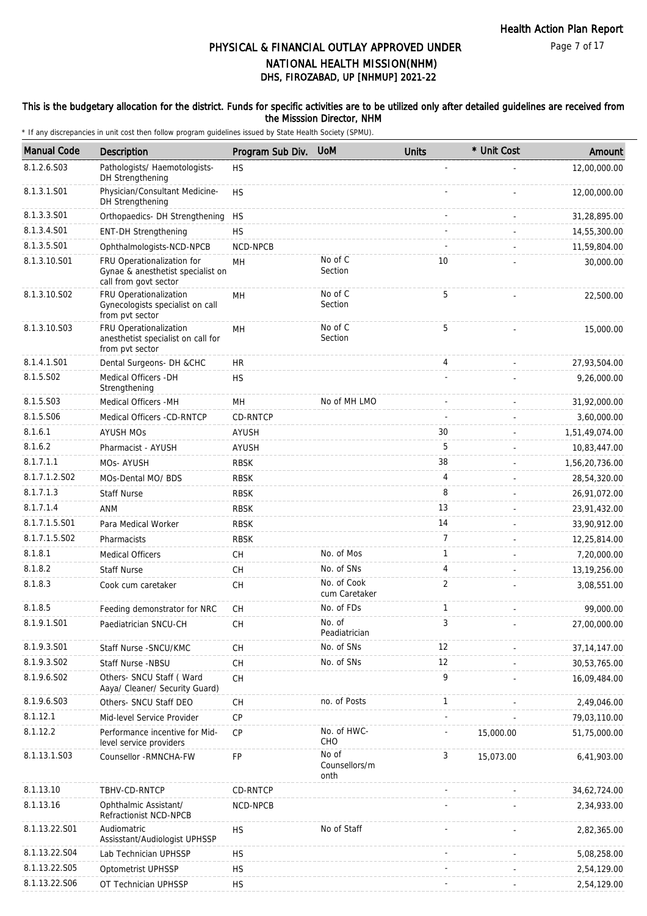# PHYSICAL & FINANCIAL OUTLAY APPROVED UNDER NATIONAL HEALTH MISSION(NHM)

## DHS, FIROZABAD, UP [NHMUP] 2021-22

**This is the budgetary allocation for the district. Funds for specific activities are to be utilized only after detailed guidelines are received from the Misssion Director, NHM**

\* If any discrepancies in unit cost then follow program guidelines issued by State Health Society (SPMU).

| Manual Code | Description | Program Sub Div. | UoM | Units | * Unit Cost | Amount |
|---|---|---|---|---|---|---|
| 8.1.2.6.S03 | Pathologists/ Haemotologists-DH Strengthening | HS | | - | - | 12,00,000.00 |
| 8.1.3.1.S01 | Physician/Consultant Medicine-DH Strengthening | HS | | - | - | 12,00,000.00 |
| 8.1.3.3.S01 | Orthopaedics- DH Strengthening | HS | | - | - | 31,28,895.00 |
| 8.1.3.4.S01 | ENT-DH Strengthening | HS | | - | - | 14,55,300.00 |
| 8.1.3.5.S01 | Ophthalmologists-NCD-NPCB | NCD-NPCB | | - | - | 11,59,804.00 |
| 8.1.3.10.S01 | FRU Operationalization for Gynae & anesthetist specialist on call from govt sector | MH | No of C Section | 10 | - | 30,000.00 |
| 8.1.3.10.S02 | FRU Operationalization Gynecologists specialist on call from pvt sector | MH | No of C Section | 5 | - | 22,500.00 |
| 8.1.3.10.S03 | FRU Operationalization anesthetist specialist on call for from pvt sector | MH | No of C Section | 5 | - | 15,000.00 |
| 8.1.4.1.S01 | Dental Surgeons- DH &CHC | HR | | 4 | - | 27,93,504.00 |
| 8.1.5.S02 | Medical Officers -DH Strengthening | HS | | - | - | 9,26,000.00 |
| 8.1.5.S03 | Medical Officers -MH | MH | No of MH LMO | - | - | 31,92,000.00 |
| 8.1.5.S06 | Medical Officers -CD-RNTCP | CD-RNTCP | | - | - | 3,60,000.00 |
| 8.1.6.1 | AYUSH MOs | AYUSH | | 30 | - | 1,51,49,074.00 |
| 8.1.6.2 | Pharmacist - AYUSH | AYUSH | | 5 | - | 10,83,447.00 |
| 8.1.7.1.1 | MOs- AYUSH | RBSK | | 38 | - | 1,56,20,736.00 |
| 8.1.7.1.2.S02 | MOs-Dental MO/ BDS | RBSK | | 4 | - | 28,54,320.00 |
| 8.1.7.1.3 | Staff Nurse | RBSK | | 8 | - | 26,91,072.00 |
| 8.1.7.1.4 | ANM | RBSK | | 13 | - | 23,91,432.00 |
| 8.1.7.1.5.S01 | Para Medical Worker | RBSK | | 14 | - | 33,90,912.00 |
| 8.1.7.1.5.S02 | Pharmacists | RBSK | | 7 | - | 12,25,814.00 |
| 8.1.8.1 | Medical Officers | CH | No. of Mos | 1 | - | 7,20,000.00 |
| 8.1.8.2 | Staff Nurse | CH | No. of SNs | 4 | - | 13,19,256.00 |
| 8.1.8.3 | Cook cum caretaker | CH | No. of Cook cum Caretaker | 2 | - | 3,08,551.00 |
| 8.1.8.5 | Feeding demonstrator for NRC | CH | No. of FDs | 1 | - | 99,000.00 |
| 8.1.9.1.S01 | Paediatrician SNCU-CH | CH | No. of Peadiatrician | 3 | - | 27,00,000.00 |
| 8.1.9.3.S01 | Staff Nurse -SNCU/KMC | CH | No. of SNs | 12 | - | 37,14,147.00 |
| 8.1.9.3.S02 | Staff Nurse -NBSU | CH | No. of SNs | 12 | - | 30,53,765.00 |
| 8.1.9.6.S02 | Others- SNCU Staff ( Ward Aaya/ Cleaner/ Security Guard) | CH | | 9 | - | 16,09,484.00 |
| 8.1.9.6.S03 | Others- SNCU Staff DEO | CH | no. of Posts | 1 | - | 2,49,046.00 |
| 8.1.12.1 | Mid-level Service Provider | CP | | - | - | 79,03,110.00 |
| 8.1.12.2 | Performance incentive for Mid-level service providers | CP | No. of HWC-CHO | - | 15,000.00 | 51,75,000.00 |
| 8.1.13.1.S03 | Counsellor -RMNCHA-FW | FP | No of Counsellors/month | 3 | 15,073.00 | 6,41,903.00 |
| 8.1.13.10 | TBHV-CD-RNTCP | CD-RNTCP | | - | - | 34,62,724.00 |
| 8.1.13.16 | Ophthalmic Assistant/ Refractionist NCD-NPCB | NCD-NPCB | | - | - | 2,34,933.00 |
| 8.1.13.22.S01 | Audiomatric Assisstant/Audiologist UPHSSP | HS | No of Staff | - | - | 2,82,365.00 |
| 8.1.13.22.S04 | Lab Technician UPHSSP | HS | | - | - | 5,08,258.00 |
| 8.1.13.22.S05 | Optometrist UPHSSP | HS | | - | - | 2,54,129.00 |
| 8.1.13.22.S06 | OT Technician UPHSSP | HS | | - | - | 2,54,129.00 |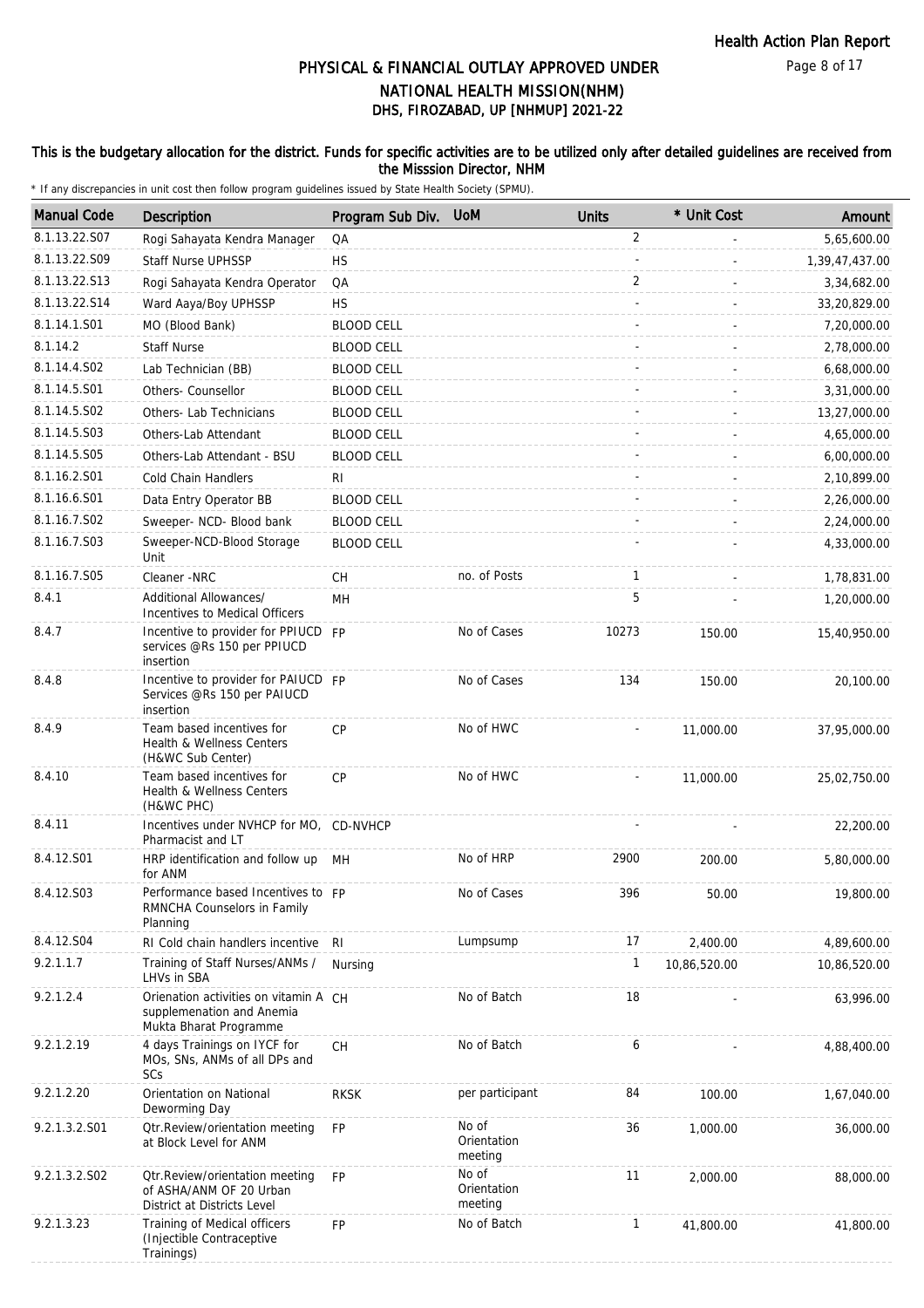Health Action Plan Report

# PHYSICAL & FINANCIAL OUTLAY APPROVED UNDER NATIONAL HEALTH MISSION(NHM)
## DHS, FIROZABAD, UP [NHMUP] 2021-22

**This is the budgetary allocation for the district. Funds for specific activities are to be utilized only after detailed guidelines are received from the Misssion Director, NHM**

\* If any discrepancies in unit cost then follow program guidelines issued by State Health Society (SPMU).

| Manual Code | Description | Program Sub Div. | UoM | Units | * Unit Cost | Amount |
|---|---|---|---|---|---|---|
| 8.1.13.22.S07 | Rogi Sahayata Kendra Manager | QA | | 2 | - | 5,65,600.00 |
| 8.1.13.22.S09 | Staff Nurse UPHSSP | HS | | - | - | 1,39,47,437.00 |
| 8.1.13.22.S13 | Rogi Sahayata Kendra Operator | QA | | 2 | - | 3,34,682.00 |
| 8.1.13.22.S14 | Ward Aaya/Boy UPHSSP | HS | | - | - | 33,20,829.00 |
| 8.1.14.1.S01 | MO (Blood Bank) | BLOOD CELL | | - | - | 7,20,000.00 |
| 8.1.14.2 | Staff Nurse | BLOOD CELL | | - | - | 2,78,000.00 |
| 8.1.14.4.S02 | Lab Technician (BB) | BLOOD CELL | | - | - | 6,68,000.00 |
| 8.1.14.5.S01 | Others- Counsellor | BLOOD CELL | | - | - | 3,31,000.00 |
| 8.1.14.5.S02 | Others- Lab Technicians | BLOOD CELL | | - | - | 13,27,000.00 |
| 8.1.14.5.S03 | Others-Lab Attendant | BLOOD CELL | | - | - | 4,65,000.00 |
| 8.1.14.5.S05 | Others-Lab Attendant - BSU | BLOOD CELL | | - | - | 6,00,000.00 |
| 8.1.16.2.S01 | Cold Chain Handlers | RI | | - | - | 2,10,899.00 |
| 8.1.16.6.S01 | Data Entry Operator BB | BLOOD CELL | | - | - | 2,26,000.00 |
| 8.1.16.7.S02 | Sweeper- NCD- Blood bank | BLOOD CELL | | - | - | 2,24,000.00 |
| 8.1.16.7.S03 | Sweeper-NCD-Blood Storage Unit | BLOOD CELL | | - | - | 4,33,000.00 |
| 8.1.16.7.S05 | Cleaner -NRC | CH | no. of Posts | 1 | - | 1,78,831.00 |
| 8.4.1 | Additional Allowances/ Incentives to Medical Officers | MH | | 5 | - | 1,20,000.00 |
| 8.4.7 | Incentive to provider for PPIUCD services @Rs 150 per PPIUCD insertion | FP | No of Cases | 10273 | 150.00 | 15,40,950.00 |
| 8.4.8 | Incentive to provider for PAIUCD Services @Rs 150 per PAIUCD insertion | FP | No of Cases | 134 | 150.00 | 20,100.00 |
| 8.4.9 | Team based incentives for Health & Wellness Centers (H&WC Sub Center) | CP | No of HWC | - | 11,000.00 | 37,95,000.00 |
| 8.4.10 | Team based incentives for Health & Wellness Centers (H&WC PHC) | CP | No of HWC | - | 11,000.00 | 25,02,750.00 |
| 8.4.11 | Incentives under NVHCP for MO, Pharmacist and LT | CD-NVHCP | | - | - | 22,200.00 |
| 8.4.12.S01 | HRP identification and follow up for ANM | MH | No of HRP | 2900 | 200.00 | 5,80,000.00 |
| 8.4.12.S03 | Performance based Incentives to RMNCHA Counselors in Family Planning | FP | No of Cases | 396 | 50.00 | 19,800.00 |
| 8.4.12.S04 | RI Cold chain handlers incentive | RI | Lumpsump | 17 | 2,400.00 | 4,89,600.00 |
| 9.2.1.1.7 | Training of Staff Nurses/ANMs / LHVs in SBA | Nursing | | 1 | 10,86,520.00 | 10,86,520.00 |
| 9.2.1.2.4 | Orienation activities on vitamin A supplemenation and Anemia Mukta Bharat Programme | CH | No of Batch | 18 | - | 63,996.00 |
| 9.2.1.2.19 | 4 days Trainings on IYCF for MOs, SNs, ANMs of all DPs and SCs | CH | No of Batch | 6 | - | 4,88,400.00 |
| 9.2.1.2.20 | Orientation on National Deworming Day | RKSK | per participant | 84 | 100.00 | 1,67,040.00 |
| 9.2.1.3.2.S01 | Qtr.Review/orientation meeting at Block Level for ANM | FP | No of Orientation meeting | 36 | 1,000.00 | 36,000.00 |
| 9.2.1.3.2.S02 | Qtr.Review/orientation meeting of ASHA/ANM OF 20 Urban District at Districts Level | FP | No of Orientation meeting | 11 | 2,000.00 | 88,000.00 |
| 9.2.1.3.23 | Training of Medical officers (Injectible Contraceptive Trainings) | FP | No of Batch | 1 | 41,800.00 | 41,800.00 |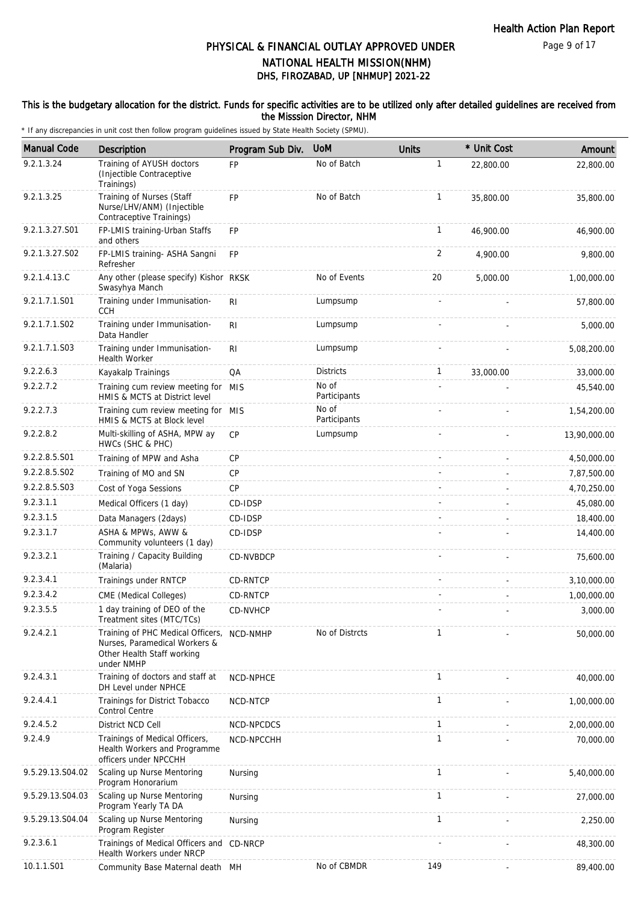# PHYSICAL & FINANCIAL OUTLAY APPROVED UNDER NATIONAL HEALTH MISSION(NHM)
## DHS, FIROZABAD, UP [NHMUP] 2021-22

**This is the budgetary allocation for the district. Funds for specific activities are to be utilized only after detailed guidelines are received from the Misssion Director, NHM**

\* If any discrepancies in unit cost then follow program guidelines issued by State Health Society (SPMU).

| Manual Code | Description | Program Sub Div. | UoM | Units | * Unit Cost | Amount |
|---|---|---|---|---|---|---|
| 9.2.1.3.24 | Training of AYUSH doctors (Injectible Contraceptive Trainings) | FP | No of Batch | 1 | 22,800.00 | 22,800.00 |
| 9.2.1.3.25 | Training of Nurses (Staff Nurse/LHV/ANM) (Injectible Contraceptive Trainings) | FP | No of Batch | 1 | 35,800.00 | 35,800.00 |
| 9.2.1.3.27.S01 | FP-LMIS training-Urban Staffs and others | FP | | 1 | 46,900.00 | 46,900.00 |
| 9.2.1.3.27.S02 | FP-LMIS training- ASHA Sangni Refresher | FP | | 2 | 4,900.00 | 9,800.00 |
| 9.2.1.4.13.C | Any other (please specify) Kishor Swasyhya Manch | RKSK | No of Events | 20 | 5,000.00 | 1,00,000.00 |
| 9.2.1.7.1.S01 | Training under Immunisation-CCH | RI | Lumpsump | - | - | 57,800.00 |
| 9.2.1.7.1.S02 | Training under Immunisation-Data Handler | RI | Lumpsump | - | - | 5,000.00 |
| 9.2.1.7.1.S03 | Training under Immunisation-Health Worker | RI | Lumpsump | - | - | 5,08,200.00 |
| 9.2.2.6.3 | Kayakalp Trainings | QA | Districts | 1 | 33,000.00 | 33,000.00 |
| 9.2.2.7.2 | Training cum review meeting for HMIS & MCTS at District level | MIS | No of Participants | - | - | 45,540.00 |
| 9.2.2.7.3 | Training cum review meeting for HMIS & MCTS at Block level | MIS | No of Participants | - | - | 1,54,200.00 |
| 9.2.2.8.2 | Multi-skilling of ASHA, MPW ay HWCs (SHC & PHC) | CP | Lumpsump | - | - | 13,90,000.00 |
| 9.2.2.8.5.S01 | Training of MPW and Asha | CP | | - | - | 4,50,000.00 |
| 9.2.2.8.5.S02 | Training of MO and SN | CP | | - | - | 7,87,500.00 |
| 9.2.2.8.5.S03 | Cost of Yoga Sessions | CP | | - | - | 4,70,250.00 |
| 9.2.3.1.1 | Medical Officers (1 day) | CD-IDSP | | - | - | 45,080.00 |
| 9.2.3.1.5 | Data Managers (2days) | CD-IDSP | | - | - | 18,400.00 |
| 9.2.3.1.7 | ASHA & MPWs, AWW & Community volunteers (1 day) | CD-IDSP | | - | - | 14,400.00 |
| 9.2.3.2.1 | Training / Capacity Building (Malaria) | CD-NVBDCP | | - | - | 75,600.00 |
| 9.2.3.4.1 | Trainings under RNTCP | CD-RNTCP | | - | - | 3,10,000.00 |
| 9.2.3.4.2 | CME (Medical Colleges) | CD-RNTCP | | - | - | 1,00,000.00 |
| 9.2.3.5.5 | 1 day training of DEO of the Treatment sites (MTC/TCs) | CD-NVHCP | | - | - | 3,000.00 |
| 9.2.4.2.1 | Training of PHC Medical Officers, Nurses, Paramedical Workers & Other Health Staff working under NMHP | NCD-NMHP | No of Distrcts | 1 | - | 50,000.00 |
| 9.2.4.3.1 | Training of doctors and staff at DH Level under NPHCE | NCD-NPHCE | | 1 | - | 40,000.00 |
| 9.2.4.4.1 | Trainings for District Tobacco Control Centre | NCD-NTCP | | 1 | - | 1,00,000.00 |
| 9.2.4.5.2 | District NCD Cell | NCD-NPCDCS | | 1 | - | 2,00,000.00 |
| 9.2.4.9 | Trainings of Medical Officers, Health Workers and Programme officers under NPCCHH | NCD-NPCCHH | | 1 | - | 70,000.00 |
| 9.5.29.13.S04.02 | Scaling up Nurse Mentoring Program Honorarium | Nursing | | 1 | - | 5,40,000.00 |
| 9.5.29.13.S04.03 | Scaling up Nurse Mentoring Program Yearly TA DA | Nursing | | 1 | - | 27,000.00 |
| 9.5.29.13.S04.04 | Scaling up Nurse Mentoring Program Register | Nursing | | 1 | - | 2,250.00 |
| 9.2.3.6.1 | Trainings of Medical Officers and Health Workers under NRCP | CD-NRCP | | - | - | 48,300.00 |
| 10.1.1.S01 | Community Base Maternal death | MH | No of CBMDR | 149 | - | 89,400.00 |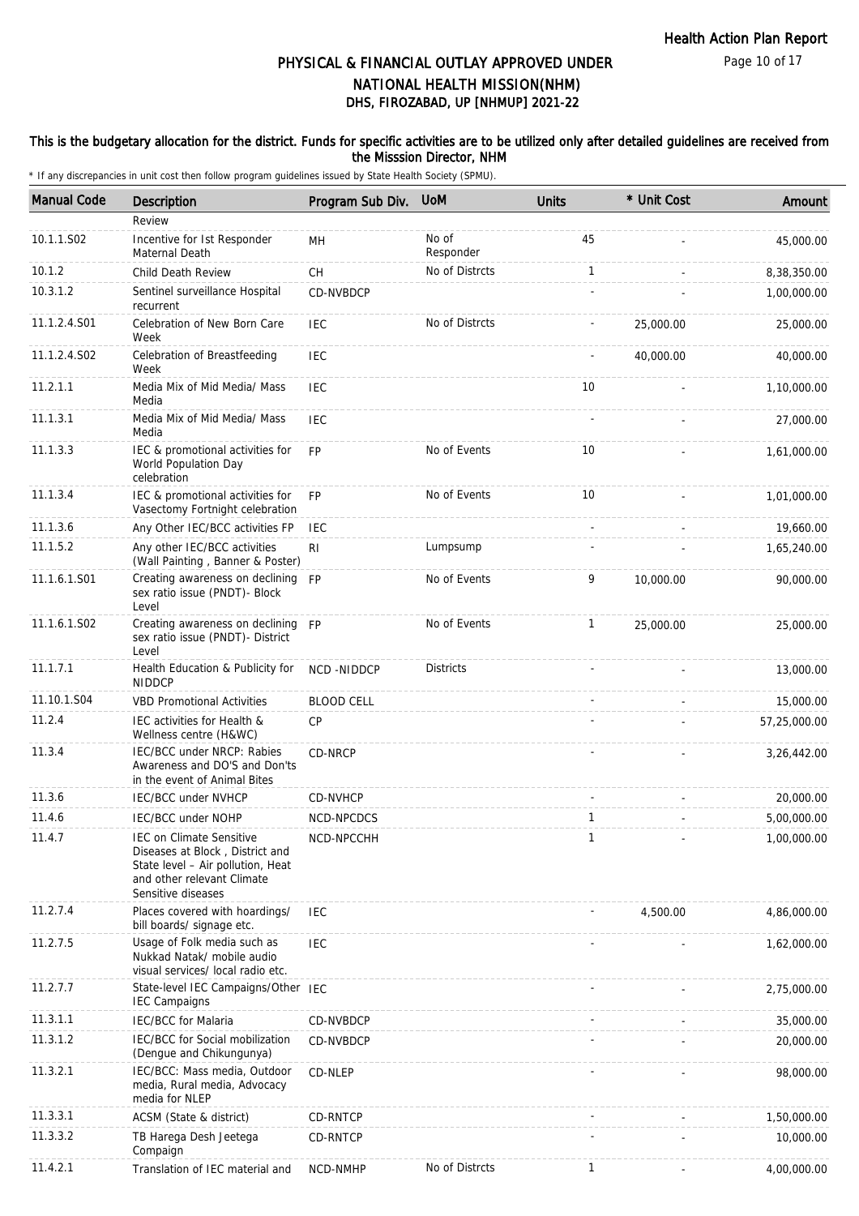# PHYSICAL & FINANCIAL OUTLAY APPROVED UNDER NATIONAL HEALTH MISSION(NHM)
## DHS, FIROZABAD, UP [NHMUP] 2021-22

**This is the budgetary allocation for the district. Funds for specific activities are to be utilized only after detailed guidelines are received from the Misssion Director, NHM**

\* If any discrepancies in unit cost then follow program guidelines issued by State Health Society (SPMU).

| Manual Code | Description | Program Sub Div. | UoM | Units | * Unit Cost | Amount |
|---|---|---|---|---|---|---|
| | Review | | | | | |
| 10.1.1.S02 | Incentive for Ist Responder Maternal Death | MH | No of Responder | 45 | - | 45,000.00 |
| 10.1.2 | Child Death Review | CH | No of Distrcts | 1 | - | 8,38,350.00 |
| 10.3.1.2 | Sentinel surveillance Hospital recurrent | CD-NVBDCP | | - | - | 1,00,000.00 |
| 11.1.2.4.S01 | Celebration of New Born Care Week | IEC | No of Distrcts | - | 25,000.00 | 25,000.00 |
| 11.1.2.4.S02 | Celebration of Breastfeeding Week | IEC | | - | 40,000.00 | 40,000.00 |
| 11.2.1.1 | Media Mix of Mid Media/ Mass Media | IEC | | 10 | - | 1,10,000.00 |
| 11.1.3.1 | Media Mix of Mid Media/ Mass Media | IEC | | - | - | 27,000.00 |
| 11.1.3.3 | IEC & promotional activities for World Population Day celebration | FP | No of Events | 10 | - | 1,61,000.00 |
| 11.1.3.4 | IEC & promotional activities for Vasectomy Fortnight celebration | FP | No of Events | 10 | - | 1,01,000.00 |
| 11.1.3.6 | Any Other IEC/BCC activities FP | IEC | | - | - | 19,660.00 |
| 11.1.5.2 | Any other IEC/BCC activities (Wall Painting , Banner & Poster) | RI | Lumpsump | - | - | 1,65,240.00 |
| 11.1.6.1.S01 | Creating awareness on declining sex ratio issue (PNDT)- Block Level | FP | No of Events | 9 | 10,000.00 | 90,000.00 |
| 11.1.6.1.S02 | Creating awareness on declining sex ratio issue (PNDT)- District Level | FP | No of Events | 1 | 25,000.00 | 25,000.00 |
| 11.1.7.1 | Health Education & Publicity for NIDDCP | NCD -NIDDCP | Districts | - | - | 13,000.00 |
| 11.10.1.S04 | VBD Promotional Activities | BLOOD CELL | | - | - | 15,000.00 |
| 11.2.4 | IEC activities for Health & Wellness centre (H&WC) | CP | | - | - | 57,25,000.00 |
| 11.3.4 | IEC/BCC under NRCP: Rabies Awareness and DO'S and Don'ts in the event of Animal Bites | CD-NRCP | | - | - | 3,26,442.00 |
| 11.3.6 | IEC/BCC under NVHCP | CD-NVHCP | | - | - | 20,000.00 |
| 11.4.6 | IEC/BCC under NOHP | NCD-NPCDCS | | 1 | - | 5,00,000.00 |
| 11.4.7 | IEC on Climate Sensitive Diseases at Block , District and State level – Air pollution, Heat and other relevant Climate Sensitive diseases | NCD-NPCCHH | | 1 | - | 1,00,000.00 |
| 11.2.7.4 | Places covered with hoardings/ bill boards/ signage etc. | IEC | | - | 4,500.00 | 4,86,000.00 |
| 11.2.7.5 | Usage of Folk media such as Nukkad Natak/ mobile audio visual services/ local radio etc. | IEC | | - | - | 1,62,000.00 |
| 11.2.7.7 | State-level IEC Campaigns/Other IEC Campaigns | IEC | | - | - | 2,75,000.00 |
| 11.3.1.1 | IEC/BCC for Malaria | CD-NVBDCP | | - | - | 35,000.00 |
| 11.3.1.2 | IEC/BCC for Social mobilization (Dengue and Chikungunya) | CD-NVBDCP | | - | - | 20,000.00 |
| 11.3.2.1 | IEC/BCC: Mass media, Outdoor media, Rural media, Advocacy media for NLEP | CD-NLEP | | - | - | 98,000.00 |
| 11.3.3.1 | ACSM (State & district) | CD-RNTCP | | - | - | 1,50,000.00 |
| 11.3.3.2 | TB Harega Desh Jeetega Compaign | CD-RNTCP | | - | - | 10,000.00 |
| 11.4.2.1 | Translation of IEC material and | NCD-NMHP | No of Distrcts | 1 | - | 4,00,000.00 |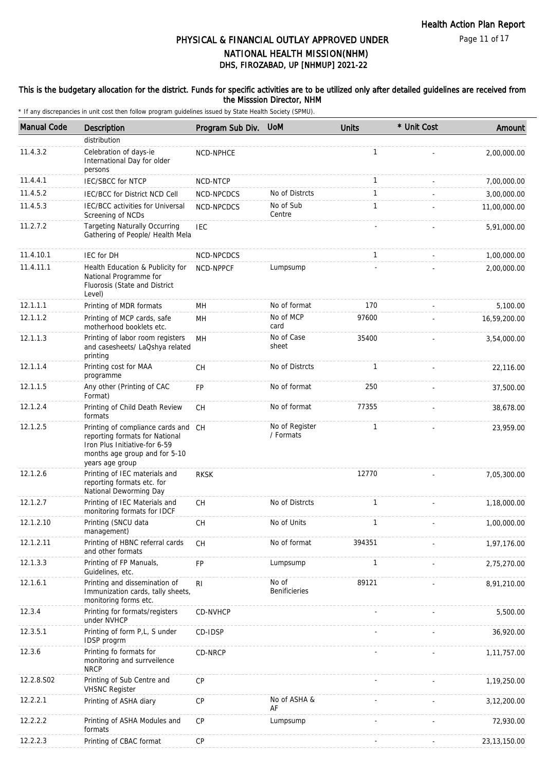# PHYSICAL & FINANCIAL OUTLAY APPROVED UNDER NATIONAL HEALTH MISSION(NHM)
## DHS, FIROZABAD, UP [NHMUP] 2021-22

**This is the budgetary allocation for the district. Funds for specific activities are to be utilized only after detailed guidelines are received from the Misssion Director, NHM**

* If any discrepancies in unit cost then follow program guidelines issued by State Health Society (SPMU).

| Manual Code | Description | Program Sub Div. | UoM | Units | * Unit Cost | Amount |
|---|---|---|---|---|---|---|
| | distribution | | | | | |
| 11.4.3.2 | Celebration of days-ie International Day for older persons | NCD-NPHCE | | 1 | - | 2,00,000.00 |
| 11.4.4.1 | IEC/SBCC for NTCP | NCD-NTCP | | 1 | - | 7,00,000.00 |
| 11.4.5.2 | IEC/BCC for District NCD Cell | NCD-NPCDCS | No of Distrcts | 1 | - | 3,00,000.00 |
| 11.4.5.3 | IEC/BCC activities for Universal Screening of NCDs | NCD-NPCDCS | No of Sub Centre | 1 | - | 11,00,000.00 |
| 11.2.7.2 | Targeting Naturally Occurring Gathering of People/ Health Mela | IEC | | - | - | 5,91,000.00 |
| 11.4.10.1 | IEC for DH | NCD-NPCDCS | | 1 | - | 1,00,000.00 |
| 11.4.11.1 | Health Education & Publicity for National Programme for Fluorosis (State and District Level) | NCD-NPPCF | Lumpsump | - | - | 2,00,000.00 |
| 12.1.1.1 | Printing of MDR formats | MH | No of format | 170 | - | 5,100.00 |
| 12.1.1.2 | Printing of MCP cards, safe motherhood booklets etc. | MH | No of MCP card | 97600 | - | 16,59,200.00 |
| 12.1.1.3 | Printing of labor room registers and casesheets/ LaQshya related printing | MH | No of Case sheet | 35400 | - | 3,54,000.00 |
| 12.1.1.4 | Printing cost for MAA programme | CH | No of Distrcts | 1 | - | 22,116.00 |
| 12.1.1.5 | Any other (Printing of CAC Format) | FP | No of format | 250 | - | 37,500.00 |
| 12.1.2.4 | Printing of Child Death Review formats | CH | No of format | 77355 | - | 38,678.00 |
| 12.1.2.5 | Printing of compliance cards and reporting formats for National Iron Plus Initiative-for 6-59 months age group and for 5-10 years age group | CH | No of Register / Formats | 1 | - | 23,959.00 |
| 12.1.2.6 | Printing of IEC materials and reporting formats etc. for National Deworming Day | RKSK | | 12770 | - | 7,05,300.00 |
| 12.1.2.7 | Printing of IEC Materials and monitoring formats for IDCF | CH | No of Distrcts | 1 | - | 1,18,000.00 |
| 12.1.2.10 | Printing (SNCU data management) | CH | No of Units | 1 | - | 1,00,000.00 |
| 12.1.2.11 | Printing of HBNC referral cards and other formats | CH | No of format | 394351 | - | 1,97,176.00 |
| 12.1.3.3 | Printing of FP Manuals, Guidelines, etc. | FP | Lumpsump | 1 | - | 2,75,270.00 |
| 12.1.6.1 | Printing and dissemination of Immunization cards, tally sheets, monitoring forms etc. | RI | No of Benificieries | 89121 | - | 8,91,210.00 |
| 12.3.4 | Printing for formats/registers under NVHCP | CD-NVHCP | | - | - | 5,500.00 |
| 12.3.5.1 | Printing of form P,L, S under IDSP progrm | CD-IDSP | | - | - | 36,920.00 |
| 12.3.6 | Printing fo formats for monitoring and surrveilence NRCP | CD-NRCP | | - | - | 1,11,757.00 |
| 12.2.8.S02 | Printing of Sub Centre and VHSNC Register | CP | | - | - | 1,19,250.00 |
| 12.2.2.1 | Printing of ASHA diary | CP | No of ASHA & AF | - | - | 3,12,200.00 |
| 12.2.2.2 | Printing of ASHA Modules and formats | CP | Lumpsump | - | - | 72,930.00 |
| 12.2.2.3 | Printing of CBAC format | CP | | - | - | 23,13,150.00 |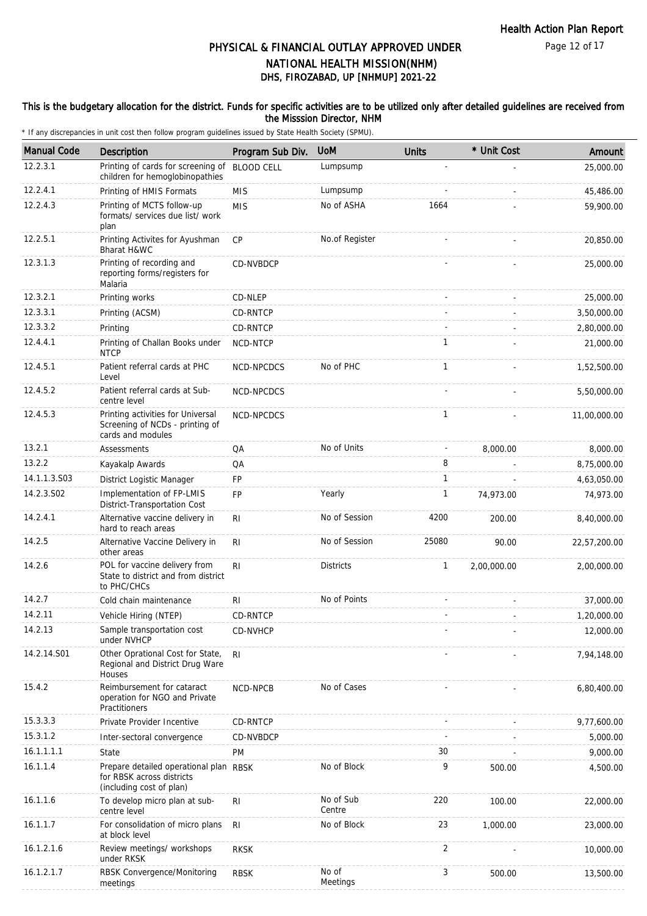# PHYSICAL & FINANCIAL OUTLAY APPROVED UNDER NATIONAL HEALTH MISSION(NHM)
## DHS, FIROZABAD, UP [NHMUP] 2021-22

**This is the budgetary allocation for the district. Funds for specific activities are to be utilized only after detailed guidelines are received from the Misssion Director, NHM**

\* If any discrepancies in unit cost then follow program guidelines issued by State Health Society (SPMU).

| Manual Code | Description | Program Sub Div. | UoM | Units | * Unit Cost | Amount |
|---|---|---|---|---|---|---|
| 12.2.3.1 | Printing of cards for screening of children for hemoglobinopathies | BLOOD CELL | Lumpsump | - | - | 25,000.00 |
| 12.2.4.1 | Printing of HMIS Formats | MIS | Lumpsump | - | - | 45,486.00 |
| 12.2.4.3 | Printing of MCTS follow-up formats/ services due list/ work plan | MIS | No of ASHA | 1664 | - | 59,900.00 |
| 12.2.5.1 | Printing Activites for Ayushman Bharat H&WC | CP | No.of Register | - | - | 20,850.00 |
| 12.3.1.3 | Printing of recording and reporting forms/registers for Malaria | CD-NVBDCP | | - | - | 25,000.00 |
| 12.3.2.1 | Printing works | CD-NLEP | | - | - | 25,000.00 |
| 12.3.3.1 | Printing (ACSM) | CD-RNTCP | | - | - | 3,50,000.00 |
| 12.3.3.2 | Printing | CD-RNTCP | | - | - | 2,80,000.00 |
| 12.4.4.1 | Printing of Challan Books under NTCP | NCD-NTCP | | 1 | - | 21,000.00 |
| 12.4.5.1 | Patient referral cards at PHC Level | NCD-NPCDCS | No of PHC | 1 | - | 1,52,500.00 |
| 12.4.5.2 | Patient referral cards at Sub-centre level | NCD-NPCDCS | | - | - | 5,50,000.00 |
| 12.4.5.3 | Printing activities for Universal Screening of NCDs - printing of cards and modules | NCD-NPCDCS | | 1 | - | 11,00,000.00 |
| 13.2.1 | Assessments | QA | No of Units | - | 8,000.00 | 8,000.00 |
| 13.2.2 | Kayakalp Awards | QA | | 8 | - | 8,75,000.00 |
| 14.1.1.3.S03 | District Logistic Manager | FP | | 1 | - | 4,63,050.00 |
| 14.2.3.S02 | Implementation of FP-LMIS District-Transportation Cost | FP | Yearly | 1 | 74,973.00 | 74,973.00 |
| 14.2.4.1 | Alternative vaccine delivery in hard to reach areas | RI | No of Session | 4200 | 200.00 | 8,40,000.00 |
| 14.2.5 | Alternative Vaccine Delivery in other areas | RI | No of Session | 25080 | 90.00 | 22,57,200.00 |
| 14.2.6 | POL for vaccine delivery from State to district and from district to PHC/CHCs | RI | Districts | 1 | 2,00,000.00 | 2,00,000.00 |
| 14.2.7 | Cold chain maintenance | RI | No of Points | - | - | 37,000.00 |
| 14.2.11 | Vehicle Hiring (NTEP) | CD-RNTCP | | - | - | 1,20,000.00 |
| 14.2.13 | Sample transportation cost under NVHCP | CD-NVHCP | | - | - | 12,000.00 |
| 14.2.14.S01 | Other Oprational Cost for State, Regional and District Drug Ware Houses | RI | | - | - | 7,94,148.00 |
| 15.4.2 | Reimbursement for cataract operation for NGO and Private Practitioners | NCD-NPCB | No of Cases | - | - | 6,80,400.00 |
| 15.3.3.3 | Private Provider Incentive | CD-RNTCP | | - | - | 9,77,600.00 |
| 15.3.1.2 | Inter-sectoral convergence | CD-NVBDCP | | - | - | 5,000.00 |
| 16.1.1.1.1 | State | PM | | 30 | - | 9,000.00 |
| 16.1.1.4 | Prepare detailed operational plan for RBSK across districts (including cost of plan) | RBSK | No of Block | 9 | 500.00 | 4,500.00 |
| 16.1.1.6 | To develop micro plan at sub-centre level | RI | No of Sub Centre | 220 | 100.00 | 22,000.00 |
| 16.1.1.7 | For consolidation of micro plans at block level | RI | No of Block | 23 | 1,000.00 | 23,000.00 |
| 16.1.2.1.6 | Review meetings/ workshops under RKSK | RKSK | | 2 | - | 10,000.00 |
| 16.1.2.1.7 | RBSK Convergence/Monitoring meetings | RBSK | No of Meetings | 3 | 500.00 | 13,500.00 |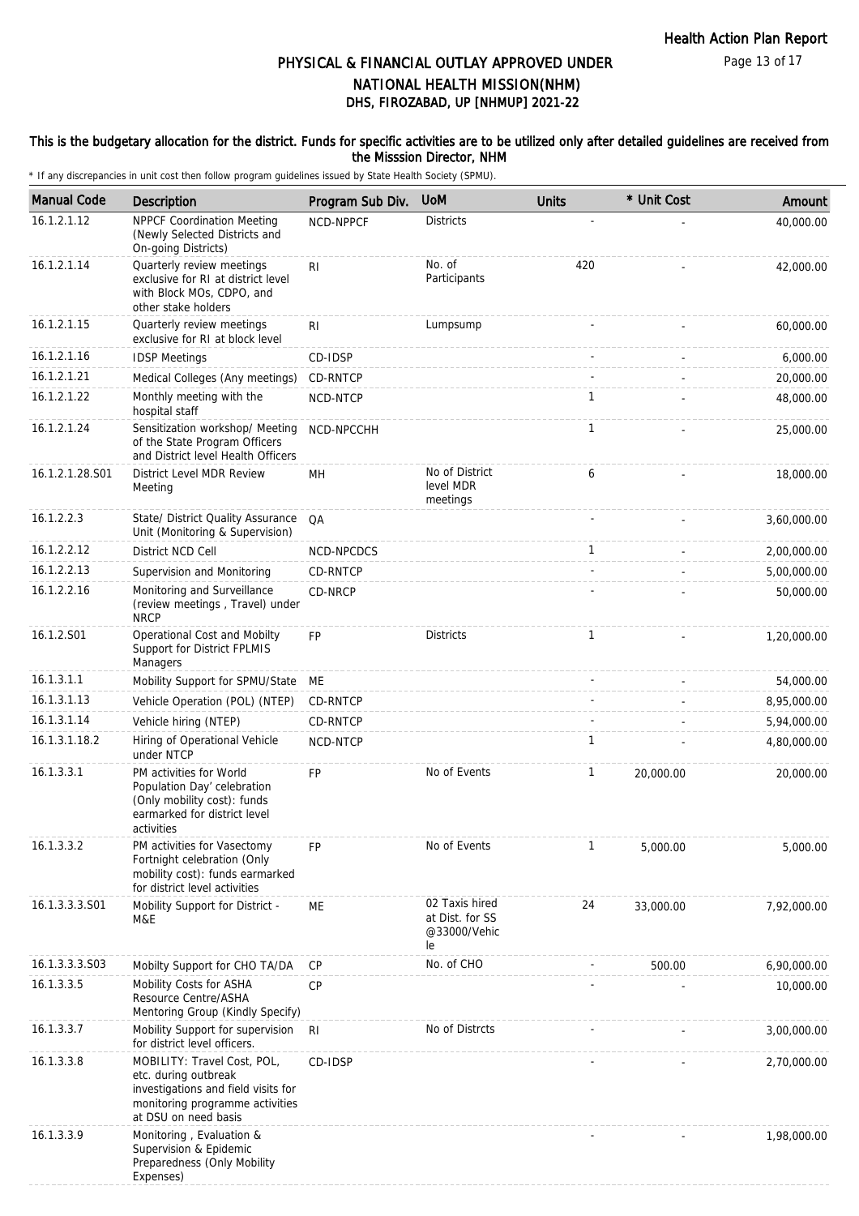# PHYSICAL & FINANCIAL OUTLAY APPROVED UNDER NATIONAL HEALTH MISSION(NHM)
## DHS, FIROZABAD, UP [NHMUP] 2021-22

**This is the budgetary allocation for the district. Funds for specific activities are to be utilized only after detailed guidelines are received from the Misssion Director, NHM**

\* If any discrepancies in unit cost then follow program guidelines issued by State Health Society (SPMU).

| Manual Code | Description | Program Sub Div. | UoM | Units | * Unit Cost | Amount |
|---|---|---|---|---|---|---|
| 16.1.2.1.12 | NPPCF Coordination Meeting (Newly Selected Districts and On-going Districts) | NCD-NPPCF | Districts | - | - | 40,000.00 |
| 16.1.2.1.14 | Quarterly review meetings exclusive for RI at district level with Block MOs, CDPO, and other stake holders | RI | No. of Participants | 420 | - | 42,000.00 |
| 16.1.2.1.15 | Quarterly review meetings exclusive for RI at block level | RI | Lumpsump | - | - | 60,000.00 |
| 16.1.2.1.16 | IDSP Meetings | CD-IDSP | | - | - | 6,000.00 |
| 16.1.2.1.21 | Medical Colleges (Any meetings) | CD-RNTCP | | - | - | 20,000.00 |
| 16.1.2.1.22 | Monthly meeting with the hospital staff | NCD-NTCP | | 1 | - | 48,000.00 |
| 16.1.2.1.24 | Sensitization workshop/ Meeting of the State Program Officers and District level Health Officers | NCD-NPCCHH | | 1 | - | 25,000.00 |
| 16.1.2.1.28.S01 | District Level MDR Review Meeting | MH | No of District level MDR meetings | 6 | - | 18,000.00 |
| 16.1.2.2.3 | State/ District Quality Assurance Unit (Monitoring & Supervision) | QA | | - | - | 3,60,000.00 |
| 16.1.2.2.12 | District NCD Cell | NCD-NPCDCS | | 1 | - | 2,00,000.00 |
| 16.1.2.2.13 | Supervision and Monitoring | CD-RNTCP | | - | - | 5,00,000.00 |
| 16.1.2.2.16 | Monitoring and Surveillance (review meetings , Travel) under NRCP | CD-NRCP | | - | - | 50,000.00 |
| 16.1.2.S01 | Operational Cost and Mobilty Support for District FPLMIS Managers | FP | Districts | 1 | - | 1,20,000.00 |
| 16.1.3.1.1 | Mobility Support for SPMU/State | ME | | - | - | 54,000.00 |
| 16.1.3.1.13 | Vehicle Operation (POL) (NTEP) | CD-RNTCP | | - | - | 8,95,000.00 |
| 16.1.3.1.14 | Vehicle hiring (NTEP) | CD-RNTCP | | - | - | 5,94,000.00 |
| 16.1.3.1.18.2 | Hiring of Operational Vehicle under NTCP | NCD-NTCP | | 1 | - | 4,80,000.00 |
| 16.1.3.3.1 | PM activities for World Population Day' celebration (Only mobility cost): funds earmarked for district level activities | FP | No of Events | 1 | 20,000.00 | 20,000.00 |
| 16.1.3.3.2 | PM activities for Vasectomy Fortnight celebration (Only mobility cost): funds earmarked for district level activities | FP | No of Events | 1 | 5,000.00 | 5,000.00 |
| 16.1.3.3.3.S01 | Mobility Support for District - M&E | ME | 02 Taxis hired at Dist. for SS @33000/Vehicle | 24 | 33,000.00 | 7,92,000.00 |
| 16.1.3.3.3.S03 | Mobilty Support for CHO TA/DA | CP | No. of CHO | - | 500.00 | 6,90,000.00 |
| 16.1.3.3.5 | Mobility Costs for ASHA Resource Centre/ASHA Mentoring Group (Kindly Specify) | CP | | - | - | 10,000.00 |
| 16.1.3.3.7 | Mobility Support for supervision for district level officers. | RI | No of Distrcts | - | - | 3,00,000.00 |
| 16.1.3.3.8 | MOBILITY: Travel Cost, POL, etc. during outbreak investigations and field visits for monitoring programme activities at DSU on need basis | CD-IDSP | | - | - | 2,70,000.00 |
| 16.1.3.3.9 | Monitoring , Evaluation & Supervision & Epidemic Preparedness (Only Mobility Expenses) | | | - | - | 1,98,000.00 |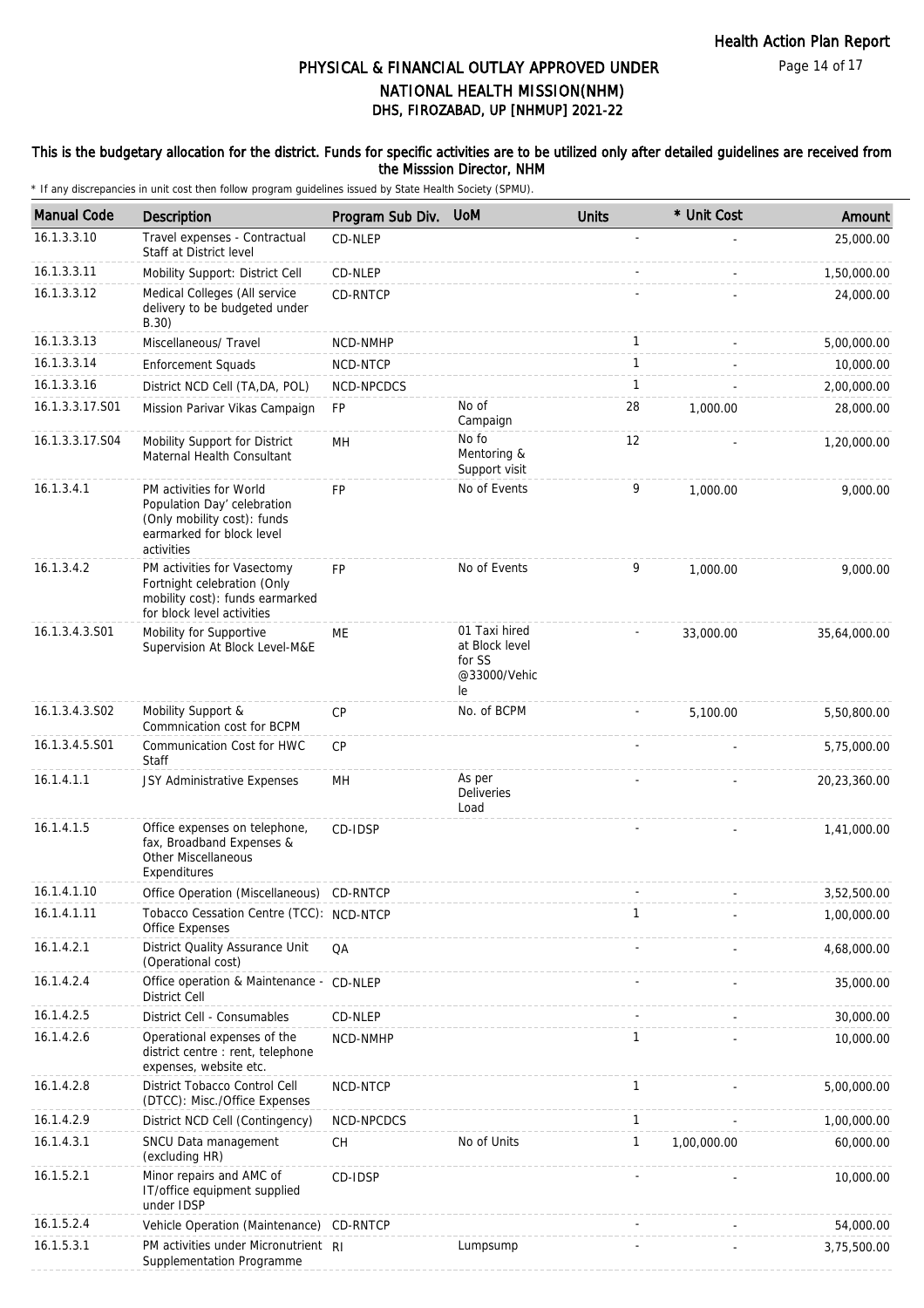# PHYSICAL & FINANCIAL OUTLAY APPROVED UNDER NATIONAL HEALTH MISSION(NHM)
## DHS, FIROZABAD, UP [NHMUP] 2021-22

**This is the budgetary allocation for the district. Funds for specific activities are to be utilized only after detailed guidelines are received from the Misssion Director, NHM**

\* If any discrepancies in unit cost then follow program guidelines issued by State Health Society (SPMU).

| Manual Code | Description | Program Sub Div. | UoM | Units | * Unit Cost | Amount |
|---|---|---|---|---|---|---|
| 16.1.3.3.10 | Travel expenses - Contractual Staff at District level | CD-NLEP | | - | - | 25,000.00 |
| 16.1.3.3.11 | Mobility Support: District Cell | CD-NLEP | | - | - | 1,50,000.00 |
| 16.1.3.3.12 | Medical Colleges (All service delivery to be budgeted under B.30) | CD-RNTCP | | - | - | 24,000.00 |
| 16.1.3.3.13 | Miscellaneous/ Travel | NCD-NMHP | | 1 | - | 5,00,000.00 |
| 16.1.3.3.14 | Enforcement Squads | NCD-NTCP | | 1 | - | 10,000.00 |
| 16.1.3.3.16 | District NCD Cell (TA,DA, POL) | NCD-NPCDCS | | 1 | - | 2,00,000.00 |
| 16.1.3.3.17.S01 | Mission Parivar Vikas Campaign | FP | No of Campaign | 28 | 1,000.00 | 28,000.00 |
| 16.1.3.3.17.S04 | Mobility Support for District Maternal Health Consultant | MH | No fo Mentoring & Support visit | 12 | - | 1,20,000.00 |
| 16.1.3.4.1 | PM activities for World Population Day' celebration (Only mobility cost): funds earmarked for block level activities | FP | No of Events | 9 | 1,000.00 | 9,000.00 |
| 16.1.3.4.2 | PM activities for Vasectomy Fortnight celebration (Only mobility cost): funds earmarked for block level activities | FP | No of Events | 9 | 1,000.00 | 9,000.00 |
| 16.1.3.4.3.S01 | Mobility for Supportive Supervision At Block Level-M&E | ME | 01 Taxi hired at Block level for SS @33000/Vehicle | - | 33,000.00 | 35,64,000.00 |
| 16.1.3.4.3.S02 | Mobility Support & Commnication cost for BCPM | CP | No. of BCPM | - | 5,100.00 | 5,50,800.00 |
| 16.1.3.4.5.S01 | Communication Cost for HWC Staff | CP | | - | - | 5,75,000.00 |
| 16.1.4.1.1 | JSY Administrative Expenses | MH | As per Deliveries Load | - | - | 20,23,360.00 |
| 16.1.4.1.5 | Office expenses on telephone, fax, Broadband Expenses & Other Miscellaneous Expenditures | CD-IDSP | | - | - | 1,41,000.00 |
| 16.1.4.1.10 | Office Operation (Miscellaneous) | CD-RNTCP | | - | - | 3,52,500.00 |
| 16.1.4.1.11 | Tobacco Cessation Centre (TCC): Office Expenses | NCD-NTCP | | 1 | - | 1,00,000.00 |
| 16.1.4.2.1 | District Quality Assurance Unit (Operational cost) | QA | | - | - | 4,68,000.00 |
| 16.1.4.2.4 | Office operation & Maintenance - District Cell | CD-NLEP | | - | - | 35,000.00 |
| 16.1.4.2.5 | District Cell - Consumables | CD-NLEP | | - | - | 30,000.00 |
| 16.1.4.2.6 | Operational expenses of the district centre : rent, telephone expenses, website etc. | NCD-NMHP | | 1 | - | 10,000.00 |
| 16.1.4.2.8 | District Tobacco Control Cell (DTCC): Misc./Office Expenses | NCD-NTCP | | 1 | - | 5,00,000.00 |
| 16.1.4.2.9 | District NCD Cell (Contingency) | NCD-NPCDCS | | 1 | - | 1,00,000.00 |
| 16.1.4.3.1 | SNCU Data management (excluding HR) | CH | No of Units | 1 | 1,00,000.00 | 60,000.00 |
| 16.1.5.2.1 | Minor repairs and AMC of IT/office equipment supplied under IDSP | CD-IDSP | | - | - | 10,000.00 |
| 16.1.5.2.4 | Vehicle Operation (Maintenance) | CD-RNTCP | | - | - | 54,000.00 |
| 16.1.5.3.1 | PM activities under Micronutrient Supplementation Programme | RI | Lumpsump | - | - | 3,75,500.00 |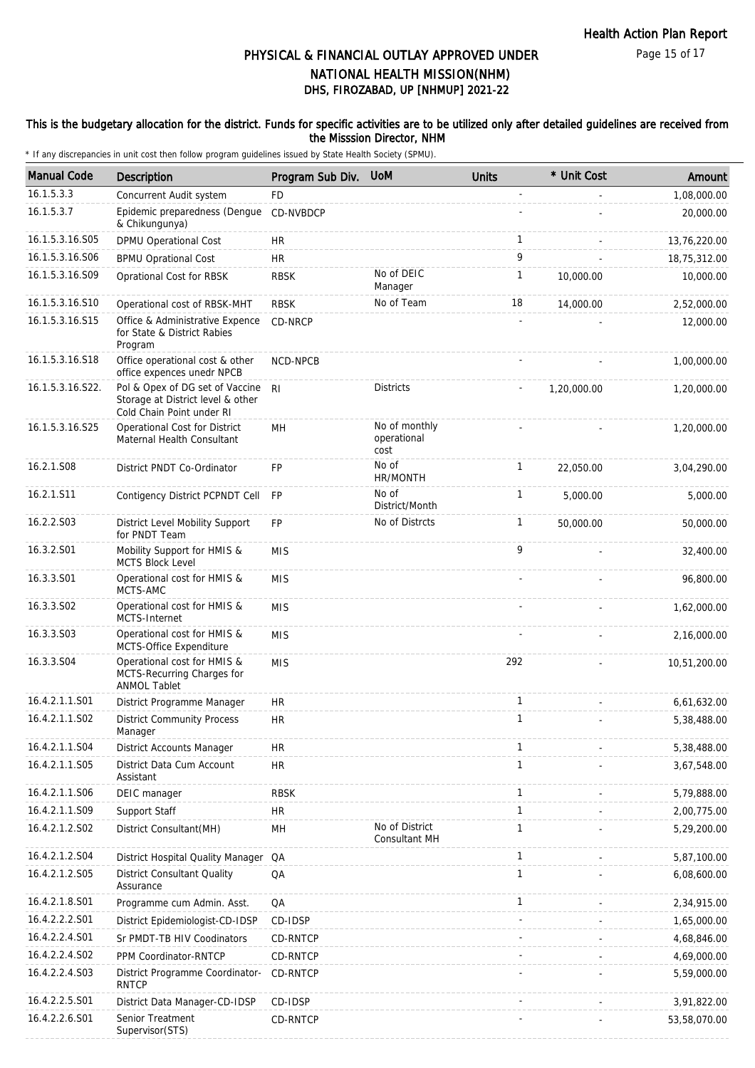# PHYSICAL & FINANCIAL OUTLAY APPROVED UNDER NATIONAL HEALTH MISSION(NHM)

## DHS, FIROZABAD, UP [NHMUP] 2021-22

### This is the budgetary allocation for the district. Funds for specific activities are to be utilized only after detailed guidelines are received from the Misssion Director, NHM

\* If any discrepancies in unit cost then follow program guidelines issued by State Health Society (SPMU).

| Manual Code | Description | Program Sub Div. | UoM | Units | * Unit Cost | Amount |
|---|---|---|---|---|---|---|
| 16.1.5.3.3 | Concurrent Audit system | FD | | - | - | 1,08,000.00 |
| 16.1.5.3.7 | Epidemic preparedness (Dengue & Chikungunya) | CD-NVBDCP | | - | - | 20,000.00 |
| 16.1.5.3.16.S05 | DPMU Operational Cost | HR | | 1 | - | 13,76,220.00 |
| 16.1.5.3.16.S06 | BPMU Oprational Cost | HR | | 9 | - | 18,75,312.00 |
| 16.1.5.3.16.S09 | Oprational Cost for RBSK | RBSK | No of DEIC Manager | 1 | 10,000.00 | 10,000.00 |
| 16.1.5.3.16.S10 | Operational cost of RBSK-MHT | RBSK | No of Team | 18 | 14,000.00 | 2,52,000.00 |
| 16.1.5.3.16.S15 | Office & Administrative Expence for State & District Rabies Program | CD-NRCP | | - | - | 12,000.00 |
| 16.1.5.3.16.S18 | Office operational cost & other office expences unedr NPCB | NCD-NPCB | | - | - | 1,00,000.00 |
| 16.1.5.3.16.S22. | Pol & Opex of DG set of Vaccine Storage at District level & other Cold Chain Point under RI | RI | Districts | - | 1,20,000.00 | 1,20,000.00 |
| 16.1.5.3.16.S25 | Operational Cost for District Maternal Health Consultant | MH | No of monthly operational cost | - | - | 1,20,000.00 |
| 16.2.1.S08 | District PNDT Co-Ordinator | FP | No of HR/MONTH | 1 | 22,050.00 | 3,04,290.00 |
| 16.2.1.S11 | Contigency District PCPNDT Cell | FP | No of District/Month | 1 | 5,000.00 | 5,000.00 |
| 16.2.2.S03 | District Level Mobility Support for PNDT Team | FP | No of Distrcts | 1 | 50,000.00 | 50,000.00 |
| 16.3.2.S01 | Mobility Support for HMIS & MCTS Block Level | MIS | | 9 | - | 32,400.00 |
| 16.3.3.S01 | Operational cost for HMIS & MCTS-AMC | MIS | | - | - | 96,800.00 |
| 16.3.3.S02 | Operational cost for HMIS & MCTS-Internet | MIS | | - | - | 1,62,000.00 |
| 16.3.3.S03 | Operational cost for HMIS & MCTS-Office Expenditure | MIS | | - | - | 2,16,000.00 |
| 16.3.3.S04 | Operational cost for HMIS & MCTS-Recurring Charges for ANMOL Tablet | MIS | | 292 | - | 10,51,200.00 |
| 16.4.2.1.1.S01 | District Programme Manager | HR | | 1 | - | 6,61,632.00 |
| 16.4.2.1.1.S02 | District Community Process Manager | HR | | 1 | - | 5,38,488.00 |
| 16.4.2.1.1.S04 | District Accounts Manager | HR | | 1 | - | 5,38,488.00 |
| 16.4.2.1.1.S05 | District Data Cum Account Assistant | HR | | 1 | - | 3,67,548.00 |
| 16.4.2.1.1.S06 | DEIC manager | RBSK | | 1 | - | 5,79,888.00 |
| 16.4.2.1.1.S09 | Support Staff | HR | | 1 | - | 2,00,775.00 |
| 16.4.2.1.2.S02 | District Consultant(MH) | MH | No of District Consultant MH | 1 | - | 5,29,200.00 |
| 16.4.2.1.2.S04 | District Hospital Quality Manager | QA | | 1 | - | 5,87,100.00 |
| 16.4.2.1.2.S05 | District Consultant Quality Assurance | QA | | 1 | - | 6,08,600.00 |
| 16.4.2.1.8.S01 | Programme cum Admin. Asst. | QA | | 1 | - | 2,34,915.00 |
| 16.4.2.2.2.S01 | District Epidemiologist-CD-IDSP | CD-IDSP | | - | - | 1,65,000.00 |
| 16.4.2.2.4.S01 | Sr PMDT-TB HIV Coodinators | CD-RNTCP | | - | - | 4,68,846.00 |
| 16.4.2.2.4.S02 | PPM Coordinator-RNTCP | CD-RNTCP | | - | - | 4,69,000.00 |
| 16.4.2.2.4.S03 | District Programme Coordinator-RNTCP | CD-RNTCP | | - | - | 5,59,000.00 |
| 16.4.2.2.5.S01 | District Data Manager-CD-IDSP | CD-IDSP | | - | - | 3,91,822.00 |
| 16.4.2.2.6.S01 | Senior Treatment Supervisor(STS) | CD-RNTCP | | - | - | 53,58,070.00 |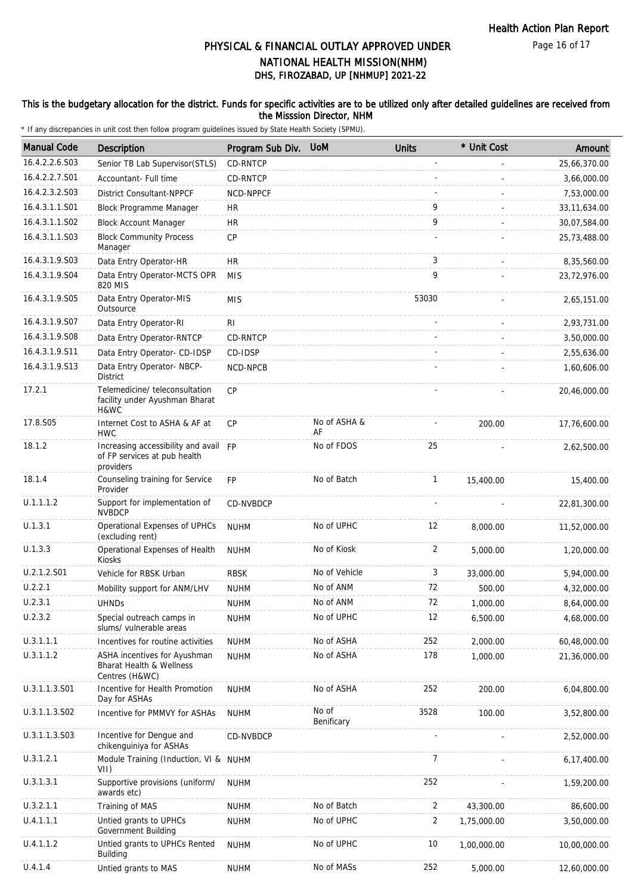# PHYSICAL & FINANCIAL OUTLAY APPROVED UNDER NATIONAL HEALTH MISSION(NHM)
## DHS, FIROZABAD, UP [NHMUP] 2021-22

### This is the budgetary allocation for the district. Funds for specific activities are to be utilized only after detailed guidelines are received from the Misssion Director, NHM

* If any discrepancies in unit cost then follow program guidelines issued by State Health Society (SPMU).

| Manual Code | Description | Program Sub Div. | UoM | Units | * Unit Cost | Amount |
|---|---|---|---|---|---|---|
| 16.4.2.2.6.S03 | Senior TB Lab Supervisor(STLS) | CD-RNTCP | | - | - | 25,66,370.00 |
| 16.4.2.2.7.S01 | Accountant- Full time | CD-RNTCP | | - | - | 3,66,000.00 |
| 16.4.2.3.2.S03 | District Consultant-NPPCF | NCD-NPPCF | | - | - | 7,53,000.00 |
| 16.4.3.1.1.S01 | Block Programme Manager | HR | | 9 | - | 33,11,634.00 |
| 16.4.3.1.1.S02 | Block Account Manager | HR | | 9 | - | 30,07,584.00 |
| 16.4.3.1.1.S03 | Block Community Process Manager | CP | | - | - | 25,73,488.00 |
| 16.4.3.1.9.S03 | Data Entry Operator-HR | HR | | 3 | - | 8,35,560.00 |
| 16.4.3.1.9.S04 | Data Entry Operator-MCTS OPR 820 MIS | MIS | | 9 | - | 23,72,976.00 |
| 16.4.3.1.9.S05 | Data Entry Operator-MIS Outsource | MIS | | 53030 | - | 2,65,151.00 |
| 16.4.3.1.9.S07 | Data Entry Operator-RI | RI | | - | - | 2,93,731.00 |
| 16.4.3.1.9.S08 | Data Entry Operator-RNTCP | CD-RNTCP | | - | - | 3,50,000.00 |
| 16.4.3.1.9.S11 | Data Entry Operator- CD-IDSP | CD-IDSP | | - | - | 2,55,636.00 |
| 16.4.3.1.9.S13 | Data Entry Operator- NBCP-District | NCD-NPCB | | - | - | 1,60,606.00 |
| 17.2.1 | Telemedicine/ teleconsultation facility under Ayushman Bharat H&WC | CP | | - | - | 20,46,000.00 |
| 17.8.S05 | Internet Cost to ASHA & AF at HWC | CP | No of ASHA & AF | - | 200.00 | 17,76,600.00 |
| 18.1.2 | Increasing accessibility and avail of FP services at pub health providers | FP | No of FDOS | 25 | - | 2,62,500.00 |
| 18.1.4 | Counseling training for Service Provider | FP | No of Batch | 1 | 15,400.00 | 15,400.00 |
| U.1.1.1.2 | Support for implementation of NVBDCP | CD-NVBDCP | | - | - | 22,81,300.00 |
| U.1.3.1 | Operational Expenses of UPHCs (excluding rent) | NUHM | No of UPHC | 12 | 8,000.00 | 11,52,000.00 |
| U.1.3.3 | Operational Expenses of Health Kiosks | NUHM | No of Kiosk | 2 | 5,000.00 | 1,20,000.00 |
| U.2.1.2.S01 | Vehicle for RBSK Urban | RBSK | No of Vehicle | 3 | 33,000.00 | 5,94,000.00 |
| U.2.2.1 | Mobility support for ANM/LHV | NUHM | No of ANM | 72 | 500.00 | 4,32,000.00 |
| U.2.3.1 | UHNDs | NUHM | No of ANM | 72 | 1,000.00 | 8,64,000.00 |
| U.2.3.2 | Special outreach camps in slums/ vulnerable areas | NUHM | No of UPHC | 12 | 6,500.00 | 4,68,000.00 |
| U.3.1.1.1 | Incentives for routine activities | NUHM | No of ASHA | 252 | 2,000.00 | 60,48,000.00 |
| U.3.1.1.2 | ASHA incentives for Ayushman Bharat Health & Wellness Centres (H&WC) | NUHM | No of ASHA | 178 | 1,000.00 | 21,36,000.00 |
| U.3.1.1.3.S01 | Incentive for Health Promotion Day for ASHAs | NUHM | No of ASHA | 252 | 200.00 | 6,04,800.00 |
| U.3.1.1.3.S02 | Incentive for PMMVY for ASHAs | NUHM | No of Benificary | 3528 | 100.00 | 3,52,800.00 |
| U.3.1.1.3.S03 | Incentive for Dengue and chikenguiniya for ASHAs | CD-NVBDCP | | - | - | 2,52,000.00 |
| U.3.1.2.1 | Module Training (Induction, VI & VII) | NUHM | | 7 | - | 6,17,400.00 |
| U.3.1.3.1 | Supportive provisions (uniform/ awards etc) | NUHM | | 252 | - | 1,59,200.00 |
| U.3.2.1.1 | Training of MAS | NUHM | No of Batch | 2 | 43,300.00 | 86,600.00 |
| U.4.1.1.1 | Untied grants to UPHCs Government Building | NUHM | No of UPHC | 2 | 1,75,000.00 | 3,50,000.00 |
| U.4.1.1.2 | Untied grants to UPHCs Rented Building | NUHM | No of UPHC | 10 | 1,00,000.00 | 10,00,000.00 |
| U.4.1.4 | Untied grants to MAS | NUHM | No of MASs | 252 | 5,000.00 | 12,60,000.00 |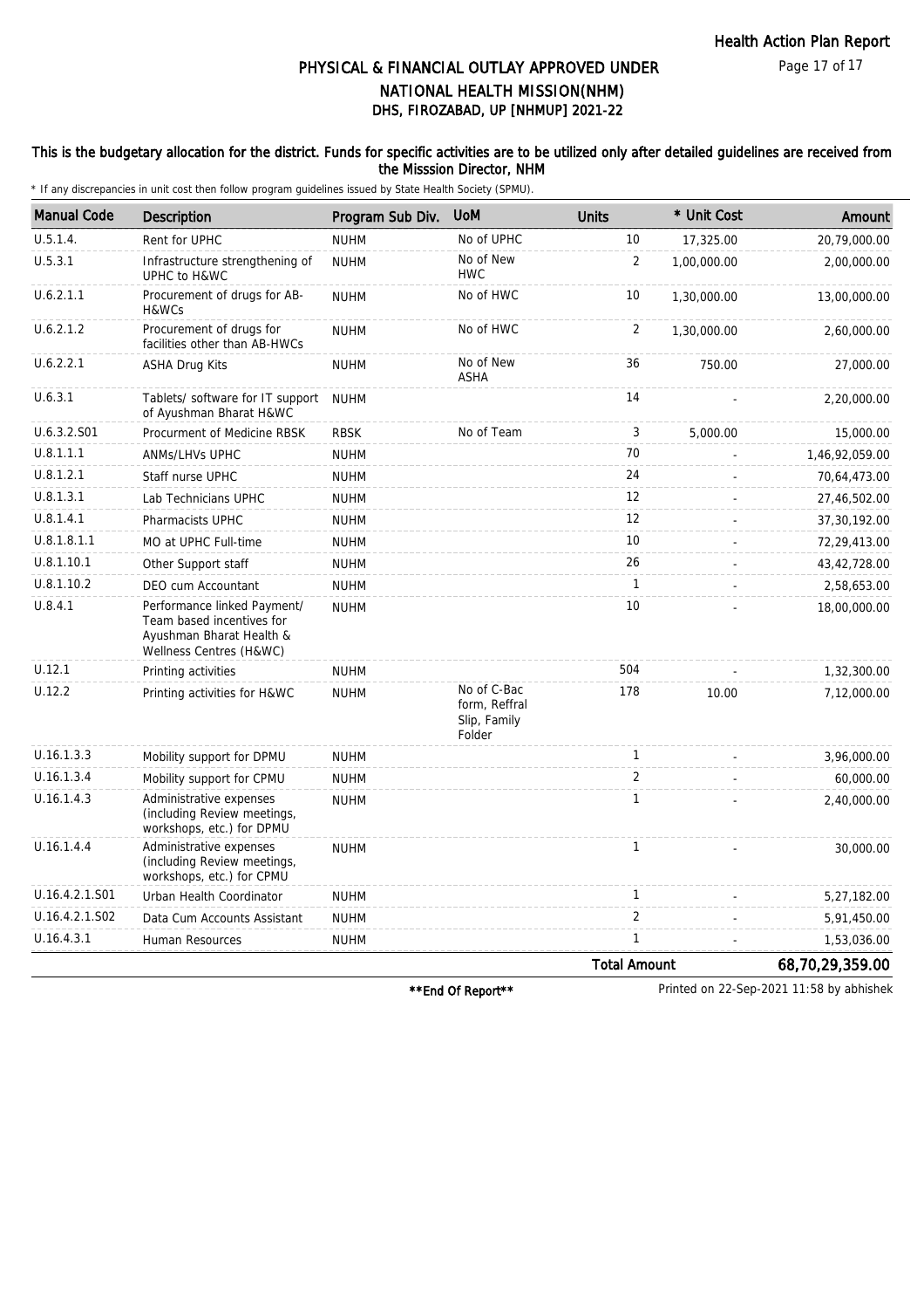# PHYSICAL & FINANCIAL OUTLAY APPROVED UNDER NATIONAL HEALTH MISSION(NHM)

## DHS, FIROZABAD, UP [NHMUP] 2021-22

**This is the budgetary allocation for the district. Funds for specific activities are to be utilized only after detailed guidelines are received from the Misssion Director, NHM**

* If any discrepancies in unit cost then follow program guidelines issued by State Health Society (SPMU).

| Manual Code | Description | Program Sub Div. | UoM | Units | * Unit Cost | Amount |
|---|---|---|---|---|---|---|
| U.5.1.4. | Rent for UPHC | NUHM | No of UPHC | 10 | 17,325.00 | 20,79,000.00 |
| U.5.3.1 | Infrastructure strengthening of UPHC to H&WC | NUHM | No of New HWC | 2 | 1,00,000.00 | 2,00,000.00 |
| U.6.2.1.1 | Procurement of drugs for AB-H&WCs | NUHM | No of HWC | 10 | 1,30,000.00 | 13,00,000.00 |
| U.6.2.1.2 | Procurement of drugs for facilities other than AB-HWCs | NUHM | No of HWC | 2 | 1,30,000.00 | 2,60,000.00 |
| U.6.2.2.1 | ASHA Drug Kits | NUHM | No of New ASHA | 36 | 750.00 | 27,000.00 |
| U.6.3.1 | Tablets/ software for IT support of Ayushman Bharat H&WC | NUHM | | 14 | - | 2,20,000.00 |
| U.6.3.2.S01 | Procurment of Medicine RBSK | RBSK | No of Team | 3 | 5,000.00 | 15,000.00 |
| U.8.1.1.1 | ANMs/LHVs UPHC | NUHM | | 70 | - | 1,46,92,059.00 |
| U.8.1.2.1 | Staff nurse UPHC | NUHM | | 24 | - | 70,64,473.00 |
| U.8.1.3.1 | Lab Technicians UPHC | NUHM | | 12 | - | 27,46,502.00 |
| U.8.1.4.1 | Pharmacists UPHC | NUHM | | 12 | - | 37,30,192.00 |
| U.8.1.8.1.1 | MO at UPHC Full-time | NUHM | | 10 | - | 72,29,413.00 |
| U.8.1.10.1 | Other Support staff | NUHM | | 26 | - | 43,42,728.00 |
| U.8.1.10.2 | DEO cum Accountant | NUHM | | 1 | - | 2,58,653.00 |
| U.8.4.1 | Performance linked Payment/ Team based incentives for Ayushman Bharat Health & Wellness Centres (H&WC) | NUHM | | 10 | - | 18,00,000.00 |
| U.12.1 | Printing activities | NUHM | | 504 | - | 1,32,300.00 |
| U.12.2 | Printing activities for H&WC | NUHM | No of C-Bac form, Reffral Slip, Family Folder | 178 | 10.00 | 7,12,000.00 |
| U.16.1.3.3 | Mobility support for DPMU | NUHM | | 1 | - | 3,96,000.00 |
| U.16.1.3.4 | Mobility support for CPMU | NUHM | | 2 | - | 60,000.00 |
| U.16.1.4.3 | Administrative expenses (including Review meetings, workshops, etc.) for DPMU | NUHM | | 1 | - | 2,40,000.00 |
| U.16.1.4.4 | Administrative expenses (including Review meetings, workshops, etc.) for CPMU | NUHM | | 1 | - | 30,000.00 |
| U.16.4.2.1.S01 | Urban Health Coordinator | NUHM | | 1 | - | 5,27,182.00 |
| U.16.4.2.1.S02 | Data Cum Accounts Assistant | NUHM | | 2 | - | 5,91,450.00 |
| U.16.4.3.1 | Human Resources | NUHM | | 1 | - | 1,53,036.00 |
| | | | | **Total Amount** | | **68,70,29,359.00** |

**End Of Report**

Printed on 22-Sep-2021 11:58 by abhishek